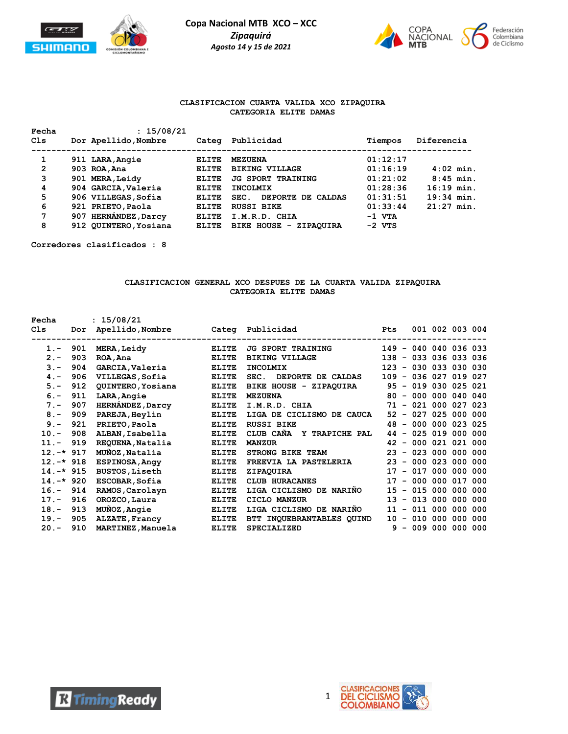**Copa Nacional MTB XCO – XCC**

***Zipaquirá***

***Agosto 14 y 15 de 2021***

## CLASIFICACION CUARTA VALIDA XCO ZIPAQUIRA
## CATEGORIA ELITE DAMAS

Fecha : 15/08/21

| Cls | Dor | Apellido,Nombre | Categ | Publicidad | Tiempos | Diferencia |
|---|---|---|---|---|---|---|
| 1 | 911 | LARA,Angie | ELITE | MEZUENA | 01:12:17 | |
| 2 | 903 | ROA,Ana | ELITE | BIKING VILLAGE | 01:16:19 | 4:02 min. |
| 3 | 901 | MERA,Leidy | ELITE | JG SPORT TRAINING | 01:21:02 | 8:45 min. |
| 4 | 904 | GARCIA,Valeria | ELITE | INCOLMIX | 01:28:36 | 16:19 min. |
| 5 | 906 | VILLEGAS,Sofia | ELITE | SEC. DEPORTE DE CALDAS | 01:31:51 | 19:34 min. |
| 6 | 921 | PRIETO,Paola | ELITE | RUSSI BIKE | 01:33:44 | 21:27 min. |
| 7 | 907 | HERNÁNDEZ,Darcy | ELITE | I.M.R.D. CHIA | -1 VTA | |
| 8 | 912 | QUINTERO,Yosiana | ELITE | BIKE HOUSE - ZIPAQUIRA | -2 VTS | |

Corredores clasificados : 8

## CLASIFICACION GENERAL XCO DESPUES DE LA CUARTA VALIDA ZIPAQUIRA
## CATEGORIA ELITE DAMAS

Fecha : 15/08/21

| Cls | Dor | Apellido,Nombre | Categ | Publicidad | Pts | | 001 | 002 | 003 | 004 |
|---|---|---|---|---|---|---|---|---|---|---|
| 1.- | 901 | MERA,Leidy | ELITE | JG SPORT TRAINING | 149 | - | 040 | 040 | 036 | 033 |
| 2.- | 903 | ROA,Ana | ELITE | BIKING VILLAGE | 138 | - | 033 | 036 | 033 | 036 |
| 3.- | 904 | GARCIA,Valeria | ELITE | INCOLMIX | 123 | - | 030 | 033 | 030 | 030 |
| 4.- | 906 | VILLEGAS,Sofia | ELITE | SEC. DEPORTE DE CALDAS | 109 | - | 036 | 027 | 019 | 027 |
| 5.- | 912 | QUINTERO,Yosiana | ELITE | BIKE HOUSE - ZIPAQUIRA | 95 | - | 019 | 030 | 025 | 021 |
| 6.- | 911 | LARA,Angie | ELITE | MEZUENA | 80 | - | 000 | 000 | 040 | 040 |
| 7.- | 907 | HERNÁNDEZ,Darcy | ELITE | I.M.R.D. CHIA | 71 | - | 021 | 000 | 027 | 023 |
| 8.- | 909 | PAREJA,Heylin | ELITE | LIGA DE CICLISMO DE CAUCA | 52 | - | 027 | 025 | 000 | 000 |
| 9.- | 921 | PRIETO,Paola | ELITE | RUSSI BIKE | 48 | - | 000 | 000 | 023 | 025 |
| 10.- | 908 | ALBAN,Isabella | ELITE | CLUB CAÑA Y TRAPICHE PAL | 44 | - | 025 | 019 | 000 | 000 |
| 11.- | 919 | REQUENA,Natalia | ELITE | MANZUR | 42 | - | 000 | 021 | 021 | 000 |
| 12.-* | 917 | MUÑOZ,Natalia | ELITE | STRONG BIKE TEAM | 23 | - | 023 | 000 | 000 | 000 |
| 12.-* | 918 | ESPINOSA,Angy | ELITE | FREEVIA LA PASTELERIA | 23 | - | 000 | 023 | 000 | 000 |
| 14.-* | 915 | BUSTOS,Liseth | ELITE | ZIPAQUIRA | 17 | - | 017 | 000 | 000 | 000 |
| 14.-* | 920 | ESCOBAR,Sofia | ELITE | CLUB HURACANES | 17 | - | 000 | 000 | 017 | 000 |
| 16.- | 914 | RAMOS,Carolayn | ELITE | LIGA CICLISMO DE NARIÑO | 15 | - | 015 | 000 | 000 | 000 |
| 17.- | 916 | OROZCO,Laura | ELITE | CICLO MANZUR | 13 | - | 013 | 000 | 000 | 000 |
| 18.- | 913 | MUÑOZ,Angie | ELITE | LIGA CICLISMO DE NARIÑO | 11 | - | 011 | 000 | 000 | 000 |
| 19.- | 905 | ALZATE,Francy | ELITE | BTT INQUEBRANTABLES QUIND | 10 | - | 010 | 000 | 000 | 000 |
| 20.- | 910 | MARTINEZ,Manuela | ELITE | SPECIALIZED | 9 | - | 009 | 000 | 000 | 000 |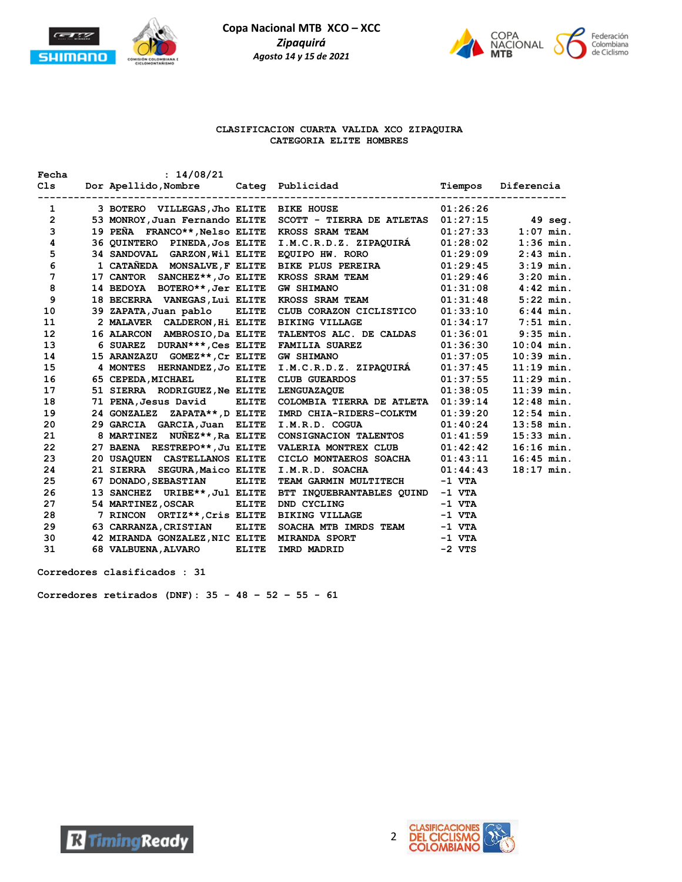**Copa Nacional MTB XCO – XCC**
***Zipaquirá***
***Agosto 14 y 15 de 2021***

**CLASIFICACION CUARTA VALIDA XCO ZIPAQUIRA**
**CATEGORIA ELITE HOMBRES**

Fecha : 14/08/21

| Cls | Dor | Apellido,Nombre | Categ | Publicidad | Tiempos | Diferencia |
|---|---|---|---|---|---|---|
| 1 | 3 | BOTERO VILLEGAS,Jho | ELITE | BIKE HOUSE | 01:26:26 | |
| 2 | 53 | MONROY,Juan Fernando | ELITE | SCOTT - TIERRA DE ATLETAS | 01:27:15 | 49 seg. |
| 3 | 19 | PEÑA FRANCO**,Nelso | ELITE | KROSS SRAM TEAM | 01:27:33 | 1:07 min. |
| 4 | 36 | QUINTERO PINEDA,Jos | ELITE | I.M.C.R.D.Z. ZIPAQUIRÁ | 01:28:02 | 1:36 min. |
| 5 | 34 | SANDOVAL GARZON,Wil | ELITE | EQUIPO HW. RORO | 01:29:09 | 2:43 min. |
| 6 | 1 | CATAÑEDA MONSALVE,F | ELITE | BIKE PLUS PEREIRA | 01:29:45 | 3:19 min. |
| 7 | 17 | CANTOR SANCHEZ**,Jo | ELITE | KROSS SRAM TEAM | 01:29:46 | 3:20 min. |
| 8 | 14 | BEDOYA BOTERO**,Jer | ELITE | GW SHIMANO | 01:31:08 | 4:42 min. |
| 9 | 18 | BECERRA VANEGAS,Lui | ELITE | KROSS SRAM TEAM | 01:31:48 | 5:22 min. |
| 10 | 39 | ZAPATA,Juan pablo | ELITE | CLUB CORAZON CICLISTICO | 01:33:10 | 6:44 min. |
| 11 | 2 | MALAVER CALDERON,Hi | ELITE | BIKING VILLAGE | 01:34:17 | 7:51 min. |
| 12 | 16 | ALARCON AMBROSIO,Da | ELITE | TALENTOS ALC. DE CALDAS | 01:36:01 | 9:35 min. |
| 13 | 6 | SUAREZ DURAN***,Ces | ELITE | FAMILIA SUAREZ | 01:36:30 | 10:04 min. |
| 14 | 15 | ARANZAZU GOMEZ**,Cr | ELITE | GW SHIMANO | 01:37:05 | 10:39 min. |
| 15 | 4 | MONTES HERNANDEZ,Jo | ELITE | I.M.C.R.D.Z. ZIPAQUIRÁ | 01:37:45 | 11:19 min. |
| 16 | 65 | CEPEDA,MICHAEL | ELITE | CLUB GUEARDOS | 01:37:55 | 11:29 min. |
| 17 | 51 | SIERRA RODRIGUEZ,Ne | ELITE | LENGUAZAQUE | 01:38:05 | 11:39 min. |
| 18 | 71 | PENA,Jesus David | ELITE | COLOMBIA TIERRA DE ATLETA | 01:39:14 | 12:48 min. |
| 19 | 24 | GONZALEZ ZAPATA**,D | ELITE | IMRD CHIA-RIDERS-COLKTM | 01:39:20 | 12:54 min. |
| 20 | 29 | GARCIA GARCIA,Juan | ELITE | I.M.R.D. COGUA | 01:40:24 | 13:58 min. |
| 21 | 8 | MARTINEZ NUÑEZ**,Ra | ELITE | CONSIGNACION TALENTOS | 01:41:59 | 15:33 min. |
| 22 | 27 | BAENA RESTREPO**,Ju | ELITE | VALERIA MONTREX CLUB | 01:42:42 | 16:16 min. |
| 23 | 20 | USAQUEN CASTELLANOS | ELITE | CICLO MONTAEROS SOACHA | 01:43:11 | 16:45 min. |
| 24 | 21 | SIERRA SEGURA,Maico | ELITE | I.M.R.D. SOACHA | 01:44:43 | 18:17 min. |
| 25 | 67 | DONADO,SEBASTIAN | ELITE | TEAM GARMIN MULTITECH | -1 VTA | |
| 26 | 13 | SANCHEZ URIBE**,Jul | ELITE | BTT INQUEBRANTABLES QUIND | -1 VTA | |
| 27 | 54 | MARTINEZ,OSCAR | ELITE | DND CYCLING | -1 VTA | |
| 28 | 7 | RINCON ORTIZ**,Cris | ELITE | BIKING VILLAGE | -1 VTA | |
| 29 | 63 | CARRANZA,CRISTIAN | ELITE | SOACHA MTB IMRDS TEAM | -1 VTA | |
| 30 | 42 | MIRANDA GONZALEZ,NIC | ELITE | MIRANDA SPORT | -1 VTA | |
| 31 | 68 | VALBUENA,ALVARO | ELITE | IMRD MADRID | -2 VTS | |

Corredores clasificados : 31

Corredores retirados (DNF): 35 - 48 - 52 - 55 - 61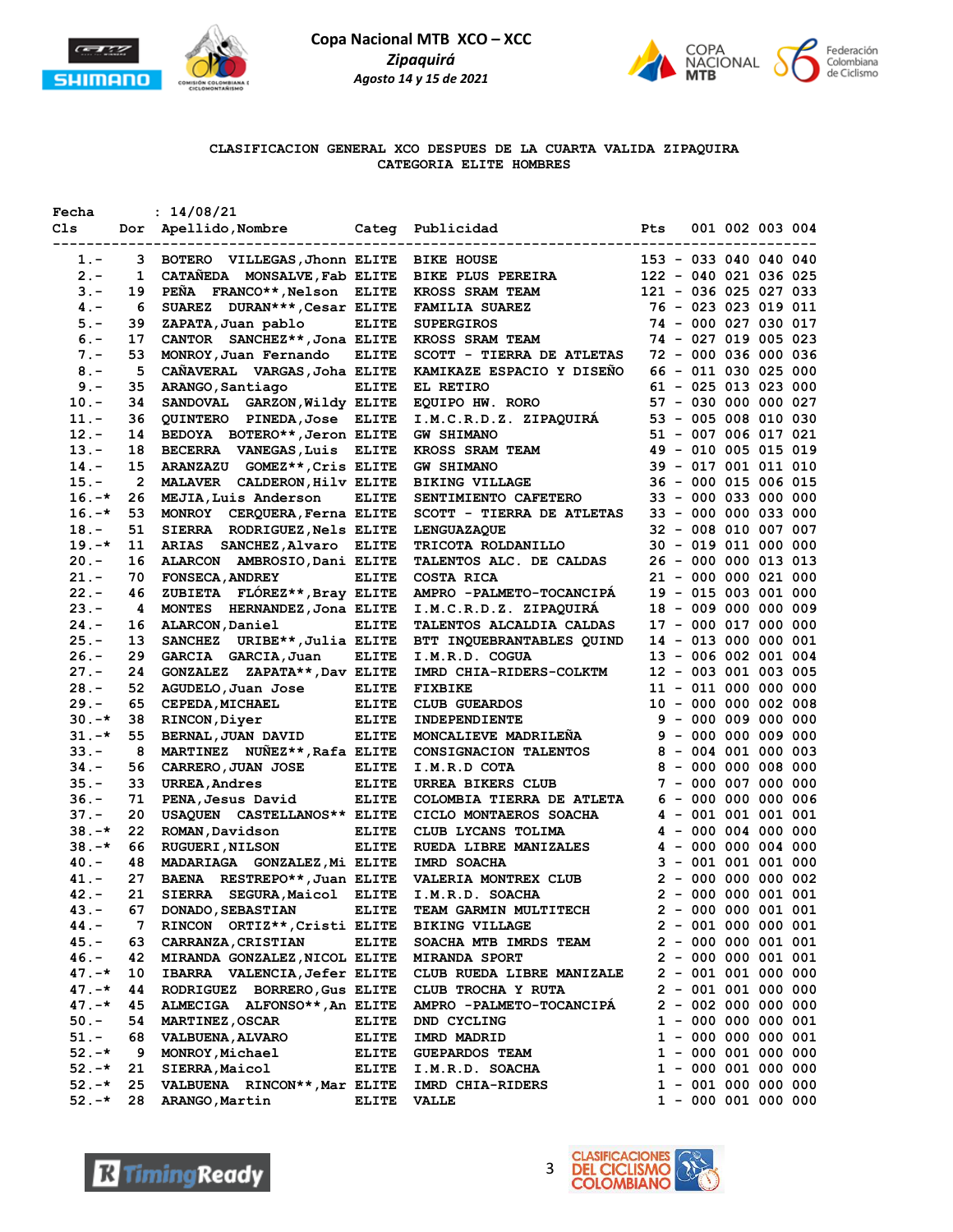**Copa Nacional MTB XCO – XCC**
*Zipaquirá*
*Agosto 14 y 15 de 2021*

## CLASIFICACION GENERAL XCO DESPUES DE LA CUARTA VALIDA ZIPAQUIRA
### CATEGORIA ELITE HOMBRES

Fecha : 14/08/21

| Cls | Dor | Apellido,Nombre | Categ | Publicidad | Pts | 001 | 002 | 003 | 004 |
|---|---|---|---|---|---|---|---|---|---|
| 1.- | 3 | BOTERO VILLEGAS,Jhonn | ELITE | BIKE HOUSE | 153 - | 033 | 040 | 040 | 040 |
| 2.- | 1 | CATAÑEDA MONSALVE,Fab | ELITE | BIKE PLUS PEREIRA | 122 - | 040 | 021 | 036 | 025 |
| 3.- | 19 | PEÑA FRANCO**,Nelson | ELITE | KROSS SRAM TEAM | 121 - | 036 | 025 | 027 | 033 |
| 4.- | 6 | SUAREZ DURAN***,Cesar | ELITE | FAMILIA SUAREZ | 76 - | 023 | 023 | 019 | 011 |
| 5.- | 39 | ZAPATA,Juan pablo | ELITE | SUPERGIROS | 74 - | 000 | 027 | 030 | 017 |
| 6.- | 17 | CANTOR SANCHEZ**,Jona | ELITE | KROSS SRAM TEAM | 74 - | 027 | 019 | 005 | 023 |
| 7.- | 53 | MONROY,Juan Fernando | ELITE | SCOTT - TIERRA DE ATLETAS | 72 - | 000 | 036 | 000 | 036 |
| 8.- | 5 | CAÑAVERAL VARGAS,Joha | ELITE | KAMIKAZE ESPACIO Y DISEÑO | 66 - | 011 | 030 | 025 | 000 |
| 9.- | 35 | ARANGO,Santiago | ELITE | EL RETIRO | 61 - | 025 | 013 | 023 | 000 |
| 10.- | 34 | SANDOVAL GARZON,Wildy | ELITE | EQUIPO HW. RORO | 57 - | 030 | 000 | 000 | 027 |
| 11.- | 36 | QUINTERO PINEDA,Jose | ELITE | I.M.C.R.D.Z. ZIPAQUIRÁ | 53 - | 005 | 008 | 010 | 030 |
| 12.- | 14 | BEDOYA BOTERO**,Jeron | ELITE | GW SHIMANO | 51 - | 007 | 006 | 017 | 021 |
| 13.- | 18 | BECERRA VANEGAS,Luis | ELITE | KROSS SRAM TEAM | 49 - | 010 | 005 | 015 | 019 |
| 14.- | 15 | ARANZAZU GOMEZ**,Cris | ELITE | GW SHIMANO | 39 - | 017 | 001 | 011 | 010 |
| 15.- | 2 | MALAVER CALDERON,Hilv | ELITE | BIKING VILLAGE | 36 - | 000 | 015 | 006 | 015 |
| 16.-* | 26 | MEJIA,Luis Anderson | ELITE | SENTIMIENTO CAFETERO | 33 - | 000 | 033 | 000 | 000 |
| 16.-* | 53 | MONROY CERQUERA,Ferna | ELITE | SCOTT - TIERRA DE ATLETAS | 33 - | 000 | 000 | 033 | 000 |
| 18.- | 51 | SIERRA RODRIGUEZ,Nels | ELITE | LENGUAZAQUE | 32 - | 008 | 010 | 007 | 007 |
| 19.-* | 11 | ARIAS SANCHEZ,Alvaro | ELITE | TRICOTA ROLDANILLO | 30 - | 019 | 011 | 000 | 000 |
| 20.- | 16 | ALARCON AMBROSIO,Dani | ELITE | TALENTOS ALC. DE CALDAS | 26 - | 000 | 000 | 013 | 013 |
| 21.- | 70 | FONSECA,ANDREY | ELITE | COSTA RICA | 21 - | 000 | 000 | 021 | 000 |
| 22.- | 46 | ZUBIETA FLÓREZ**,Bray | ELITE | AMPRO -PALMETO-TOCANCIPÁ | 19 - | 015 | 003 | 001 | 000 |
| 23.- | 4 | MONTES HERNANDEZ,Jona | ELITE | I.M.C.R.D.Z. ZIPAQUIRÁ | 18 - | 009 | 000 | 000 | 009 |
| 24.- | 16 | ALARCON,Daniel | ELITE | TALENTOS ALCALDIA CALDAS | 17 - | 000 | 017 | 000 | 000 |
| 25.- | 13 | SANCHEZ URIBE**,Julia | ELITE | BTT INQUEBRANTABLES QUIND | 14 - | 013 | 000 | 000 | 001 |
| 26.- | 29 | GARCIA GARCIA,Juan | ELITE | I.M.R.D. COGUA | 13 - | 006 | 002 | 001 | 004 |
| 27.- | 24 | GONZALEZ ZAPATA**,Dav | ELITE | IMRD CHIA-RIDERS-COLKTM | 12 - | 003 | 001 | 003 | 005 |
| 28.- | 52 | AGUDELO,Juan Jose | ELITE | FIXBIKE | 11 - | 011 | 000 | 000 | 000 |
| 29.- | 65 | CEPEDA,MICHAEL | ELITE | CLUB GUEARDOS | 10 - | 000 | 000 | 002 | 008 |
| 30.-* | 38 | RINCON,Diyer | ELITE | INDEPENDIENTE | 9 - | 000 | 009 | 000 | 000 |
| 31.-* | 55 | BERNAL,JUAN DAVID | ELITE | MONCALIEVE MADRILEÑA | 9 - | 000 | 000 | 009 | 000 |
| 33.- | 8 | MARTINEZ NUÑEZ**,Rafa | ELITE | CONSIGNACION TALENTOS | 8 - | 004 | 001 | 000 | 003 |
| 34.- | 56 | CARRERO,JUAN JOSE | ELITE | I.M.R.D COTA | 8 - | 000 | 000 | 008 | 000 |
| 35.- | 33 | UREA,Andres | ELITE | URREA BIKERS CLUB | 7 - | 000 | 007 | 000 | 000 |
| 36.- | 71 | PENA,Jesus David | ELITE | COLOMBIA TIERRA DE ATLETA | 6 - | 000 | 000 | 000 | 006 |
| 37.- | 20 | USAQUEN CASTELLANOS** | ELITE | CICLO MONTAEROS SOACHA | 4 - | 001 | 001 | 001 | 001 |
| 38.-* | 22 | ROMAN,Davidson | ELITE | CLUB LYCANS TOLIMA | 4 - | 000 | 004 | 000 | 000 |
| 38.-* | 66 | RUGUERI,NILSON | ELITE | RUEDA LIBRE MANIZALES | 4 - | 000 | 000 | 004 | 000 |
| 40.- | 48 | MADARIAGA GONZALEZ,Mi | ELITE | IMRD SOACHA | 3 - | 001 | 001 | 001 | 000 |
| 41.- | 27 | BAENA RESTREPO**,Juan | ELITE | VALERIA MONTREX CLUB | 2 - | 000 | 000 | 000 | 002 |
| 42.- | 21 | SIERRA SEGURA,Maicol | ELITE | I.M.R.D. SOACHA | 2 - | 000 | 000 | 001 | 001 |
| 43.- | 67 | DONADO,SEBASTIAN | ELITE | TEAM GARMIN MULTITECH | 2 - | 000 | 000 | 001 | 001 |
| 44.- | 7 | RINCON ORTIZ**,Cristi | ELITE | BIKING VILLAGE | 2 - | 001 | 000 | 000 | 001 |
| 45.- | 63 | CARRANZA,CRISTIAN | ELITE | SOACHA MTB IMRDS TEAM | 2 - | 000 | 000 | 001 | 001 |
| 46.- | 42 | MIRANDA GONZALEZ,NICOL | ELITE | MIRANDA SPORT | 2 - | 000 | 000 | 001 | 001 |
| 47.-* | 10 | IBARRA VALENCIA,Jefer | ELITE | CLUB RUEDA LIBRE MANIZALE | 2 - | 001 | 001 | 000 | 000 |
| 47.-* | 44 | RODRIGUEZ BORRERO,Gus | ELITE | CLUB TROCHA Y RUTA | 2 - | 001 | 001 | 000 | 000 |
| 47.-* | 45 | ALMECIGA ALFONSO**,An | ELITE | AMPRO -PALMETO-TOCANCIPÁ | 2 - | 002 | 000 | 000 | 000 |
| 50.- | 54 | MARTINEZ,OSCAR | ELITE | DND CYCLING | 1 - | 000 | 000 | 000 | 001 |
| 51.- | 68 | VALBUENA,ALVARO | ELITE | IMRD MADRID | 1 - | 000 | 000 | 000 | 001 |
| 52.-* | 9 | MONROY,Michael | ELITE | GUEPARDOS TEAM | 1 - | 000 | 001 | 000 | 000 |
| 52.-* | 21 | SIERRA,Maicol | ELITE | I.M.R.D. SOACHA | 1 - | 000 | 001 | 000 | 000 |
| 52.-* | 25 | VALBUENA RINCON**,Mar | ELITE | IMRD CHIA-RIDERS | 1 - | 001 | 000 | 000 | 000 |
| 52.-* | 28 | ARANGO,Martin | ELITE | VALLE | 1 - | 000 | 001 | 000 | 000 |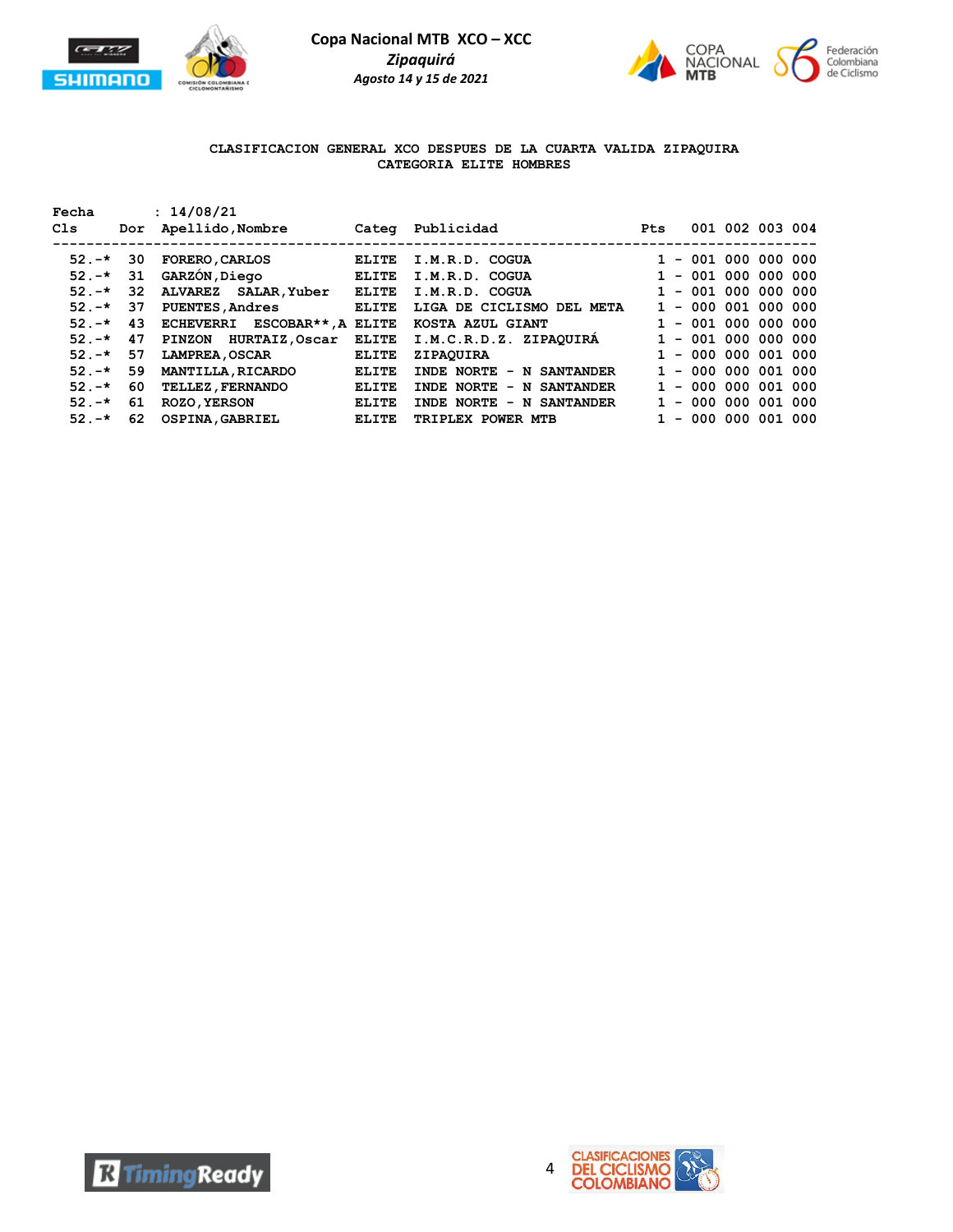**Copa Nacional MTB XCO – XCC**
*Zipaquirá*
*Agosto 14 y 15 de 2021*

CLASIFICACION GENERAL XCO DESPUES DE LA CUARTA VALIDA ZIPAQUIRA
CATEGORIA ELITE HOMBRES

Fecha : 14/08/21

| Cls | Dor | Apellido,Nombre | Categ | Publicidad | Pts | 001 | 002 | 003 | 004 |
|---|---|---|---|---|---|---|---|---|---|
| 52.-* | 30 | FORERO,CARLOS | ELITE | I.M.R.D. COGUA | 1 - | 001 | 000 | 000 | 000 |
| 52.-* | 31 | GARZÓN,Diego | ELITE | I.M.R.D. COGUA | 1 - | 001 | 000 | 000 | 000 |
| 52.-* | 32 | ALVAREZ SALAR,Yuber | ELITE | I.M.R.D. COGUA | 1 - | 001 | 000 | 000 | 000 |
| 52.-* | 37 | PUENTES,Andres | ELITE | LIGA DE CICLISMO DEL META | 1 - | 000 | 001 | 000 | 000 |
| 52.-* | 43 | ECHEVERRI ESCOBAR**,A | ELITE | KOSTA AZUL GIANT | 1 - | 001 | 000 | 000 | 000 |
| 52.-* | 47 | PINZON HURTAIZ,Oscar | ELITE | I.M.C.R.D.Z. ZIPAQUIRÁ | 1 - | 001 | 000 | 000 | 000 |
| 52.-* | 57 | LAMPREA,OSCAR | ELITE | ZIPAQUIRA | 1 - | 000 | 000 | 001 | 000 |
| 52.-* | 59 | MANTILLA,RICARDO | ELITE | INDE NORTE - N SANTANDER | 1 - | 000 | 000 | 001 | 000 |
| 52.-* | 60 | TELLEZ,FERNANDO | ELITE | INDE NORTE - N SANTANDER | 1 - | 000 | 000 | 001 | 000 |
| 52.-* | 61 | ROZO,YERSON | ELITE | INDE NORTE - N SANTANDER | 1 - | 000 | 000 | 001 | 000 |
| 52.-* | 62 | OSPINA,GABRIEL | ELITE | TRIPLEX POWER MTB | 1 - | 000 | 000 | 001 | 000 |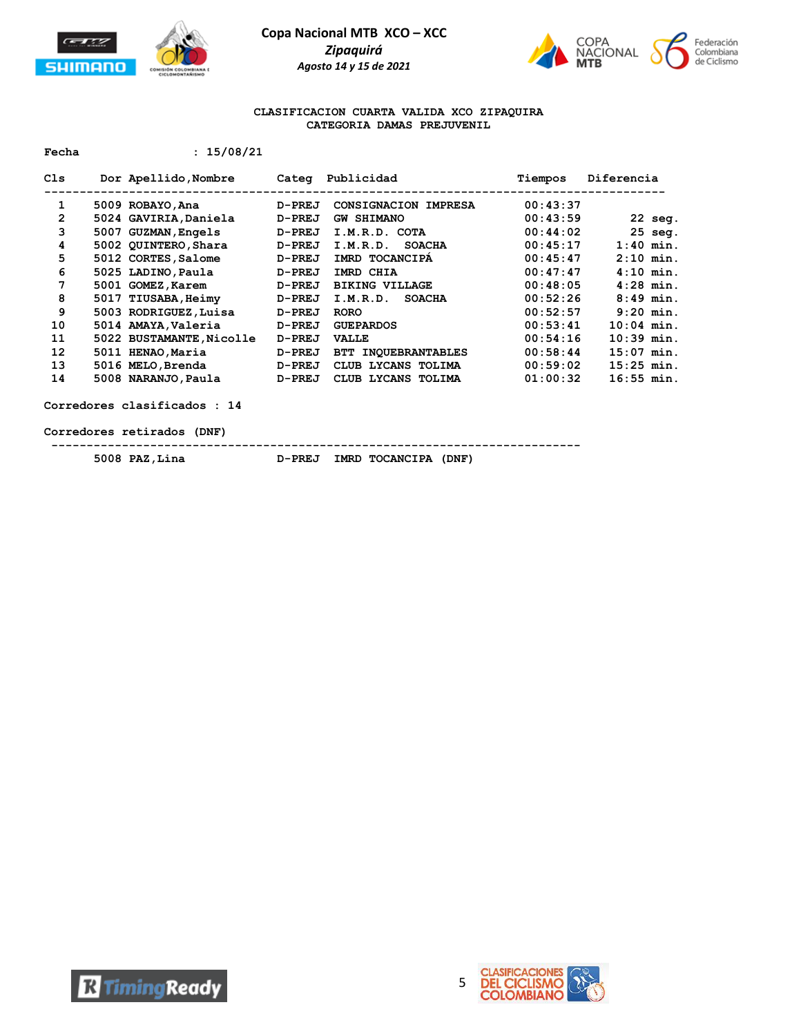**Copa Nacional MTB XCO – XCC**

***Zipaquirá***

***Agosto 14 y 15 de 2021***

**CLASIFICACION CUARTA VALIDA XCO ZIPAQUIRA**
**CATEGORIA DAMAS PREJUVENIL**

**Fecha : 15/08/21**

| Cls | Dor | Apellido,Nombre | Categ | Publicidad | Tiempos | Diferencia |
|---|---|---|---|---|---|---|
| 1 | 5009 | ROBAYO,Ana | D-PREJ | CONSIGNACION IMPRESA | 00:43:37 | |
| 2 | 5024 | GAVIRIA,Daniela | D-PREJ | GW SHIMANO | 00:43:59 | 22 seg. |
| 3 | 5007 | GUZMAN,Engels | D-PREJ | I.M.R.D. COTA | 00:44:02 | 25 seg. |
| 4 | 5002 | QUINTERO,Shara | D-PREJ | I.M.R.D. SOACHA | 00:45:17 | 1:40 min. |
| 5 | 5012 | CORTES,Salome | D-PREJ | IMRD TOCANCIPÁ | 00:45:47 | 2:10 min. |
| 6 | 5025 | LADINO,Paula | D-PREJ | IMRD CHIA | 00:47:47 | 4:10 min. |
| 7 | 5001 | GOMEZ,Karem | D-PREJ | BIKING VILLAGE | 00:48:05 | 4:28 min. |
| 8 | 5017 | TIUSABA,Heimy | D-PREJ | I.M.R.D. SOACHA | 00:52:26 | 8:49 min. |
| 9 | 5003 | RODRIGUEZ,Luisa | D-PREJ | RORO | 00:52:57 | 9:20 min. |
| 10 | 5014 | AMAYA,Valeria | D-PREJ | GUEPARDOS | 00:53:41 | 10:04 min. |
| 11 | 5022 | BUSTAMANTE,Nicolle | D-PREJ | VALLE | 00:54:16 | 10:39 min. |
| 12 | 5011 | HENAO,Maria | D-PREJ | BTT INQUEBRANTABLES | 00:58:44 | 15:07 min. |
| 13 | 5016 | MELO,Brenda | D-PREJ | CLUB LYCANS TOLIMA | 00:59:02 | 15:25 min. |
| 14 | 5008 | NARANJO,Paula | D-PREJ | CLUB LYCANS TOLIMA | 01:00:32 | 16:55 min. |

**Corredores clasificados : 14**

**Corredores retirados (DNF)**

| Dor | Apellido,Nombre | Categ | Publicidad |
|---|---|---|---|
| 5008 | PAZ,Lina | D-PREJ | IMRD TOCANCIPA (DNF) |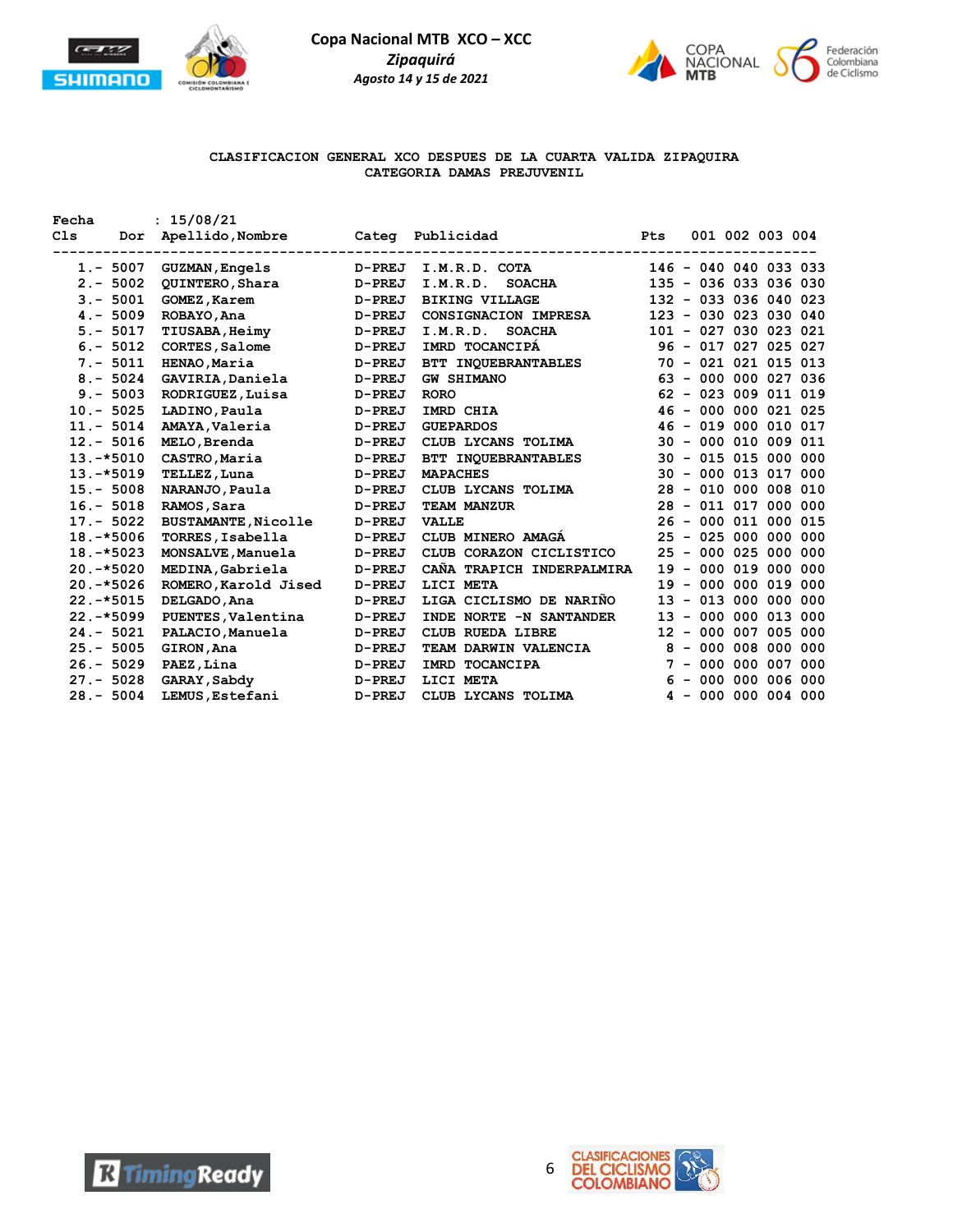**Copa Nacional MTB XCO – XCC**

*Zipaquirá*

*Agosto 14 y 15 de 2021*

## CLASIFICACION GENERAL XCO DESPUES DE LA CUARTA VALIDA ZIPAQUIRA
## CATEGORIA DAMAS PREJUVENIL

Fecha : 15/08/21

| Cls | Dor | Apellido,Nombre | Categ | Publicidad | Pts | 001 | 002 | 003 | 004 |
|---|---|---|---|---|---|---|---|---|---|
| 1.- | 5007 | GUZMAN,Engels | D-PREJ | I.M.R.D. COTA | 146 - | 040 | 040 | 033 | 033 |
| 2.- | 5002 | QUINTERO,Shara | D-PREJ | I.M.R.D. SOACHA | 135 - | 036 | 033 | 036 | 030 |
| 3.- | 5001 | GOMEZ,Karem | D-PREJ | BIKING VILLAGE | 132 - | 033 | 036 | 040 | 023 |
| 4.- | 5009 | ROBAYO,Ana | D-PREJ | CONSIGNACION IMPRESA | 123 - | 030 | 023 | 030 | 040 |
| 5.- | 5017 | TIUSABA,Heimy | D-PREJ | I.M.R.D. SOACHA | 101 - | 027 | 030 | 023 | 021 |
| 6.- | 5012 | CORTES,Salome | D-PREJ | IMRD TOCANCIPÁ | 96 - | 017 | 027 | 025 | 027 |
| 7.- | 5011 | HENAO,Maria | D-PREJ | BTT INQUEBRANTABLES | 70 - | 021 | 021 | 015 | 013 |
| 8.- | 5024 | GAVIRIA,Daniela | D-PREJ | GW SHIMANO | 63 - | 000 | 000 | 027 | 036 |
| 9.- | 5003 | RODRIGUEZ,Luisa | D-PREJ | RORO | 62 - | 023 | 009 | 011 | 019 |
| 10.- | 5025 | LADINO,Paula | D-PREJ | IMRD CHIA | 46 - | 000 | 000 | 021 | 025 |
| 11.- | 5014 | AMAYA,Valeria | D-PREJ | GUEPARDOS | 46 - | 019 | 000 | 010 | 017 |
| 12.- | 5016 | MELO,Brenda | D-PREJ | CLUB LYCANS TOLIMA | 30 - | 000 | 010 | 009 | 011 |
| 13.- | *5010 | CASTRO,Maria | D-PREJ | BTT INQUEBRANTABLES | 30 - | 015 | 015 | 000 | 000 |
| 13.- | *5019 | TELLEZ,Luna | D-PREJ | MAPACHES | 30 - | 000 | 013 | 017 | 000 |
| 15.- | 5008 | NARANJO,Paula | D-PREJ | CLUB LYCANS TOLIMA | 28 - | 010 | 000 | 008 | 010 |
| 16.- | 5018 | RAMOS,Sara | D-PREJ | TEAM MANZUR | 28 - | 011 | 017 | 000 | 000 |
| 17.- | 5022 | BUSTAMANTE,Nicolle | D-PREJ | VALLE | 26 - | 000 | 011 | 000 | 015 |
| 18.- | *5006 | TORRES,Isabella | D-PREJ | CLUB MINERO AMAGÁ | 25 - | 025 | 000 | 000 | 000 |
| 18.- | *5023 | MONSALVE,Manuela | D-PREJ | CLUB CORAZON CICLISTICO | 25 - | 000 | 025 | 000 | 000 |
| 20.- | *5020 | MEDINA,Gabriela | D-PREJ | CAÑA TRAPICH INDERPALMIRA | 19 - | 000 | 019 | 000 | 000 |
| 20.- | *5026 | ROMERO,Karold Jised | D-PREJ | LICI META | 19 - | 000 | 000 | 019 | 000 |
| 22.- | *5015 | DELGADO,Ana | D-PREJ | LIGA CICLISMO DE NARIÑO | 13 - | 013 | 000 | 000 | 000 |
| 22.- | *5099 | PUENTES,Valentina | D-PREJ | INDE NORTE -N SANTANDER | 13 - | 000 | 000 | 013 | 000 |
| 24.- | 5021 | PALACIO,Manuela | D-PREJ | CLUB RUEDA LIBRE | 12 - | 000 | 007 | 005 | 000 |
| 25.- | 5005 | GIRON,Ana | D-PREJ | TEAM DARWIN VALENCIA | 8 - | 000 | 008 | 000 | 000 |
| 26.- | 5029 | PAEZ,Lina | D-PREJ | IMRD TOCANCIPA | 7 - | 000 | 000 | 007 | 000 |
| 27.- | 5028 | GARAY,Sabdy | D-PREJ | LICI META | 6 - | 000 | 000 | 006 | 000 |
| 28.- | 5004 | LEMUS,Estefani | D-PREJ | CLUB LYCANS TOLIMA | 4 - | 000 | 000 | 004 | 000 |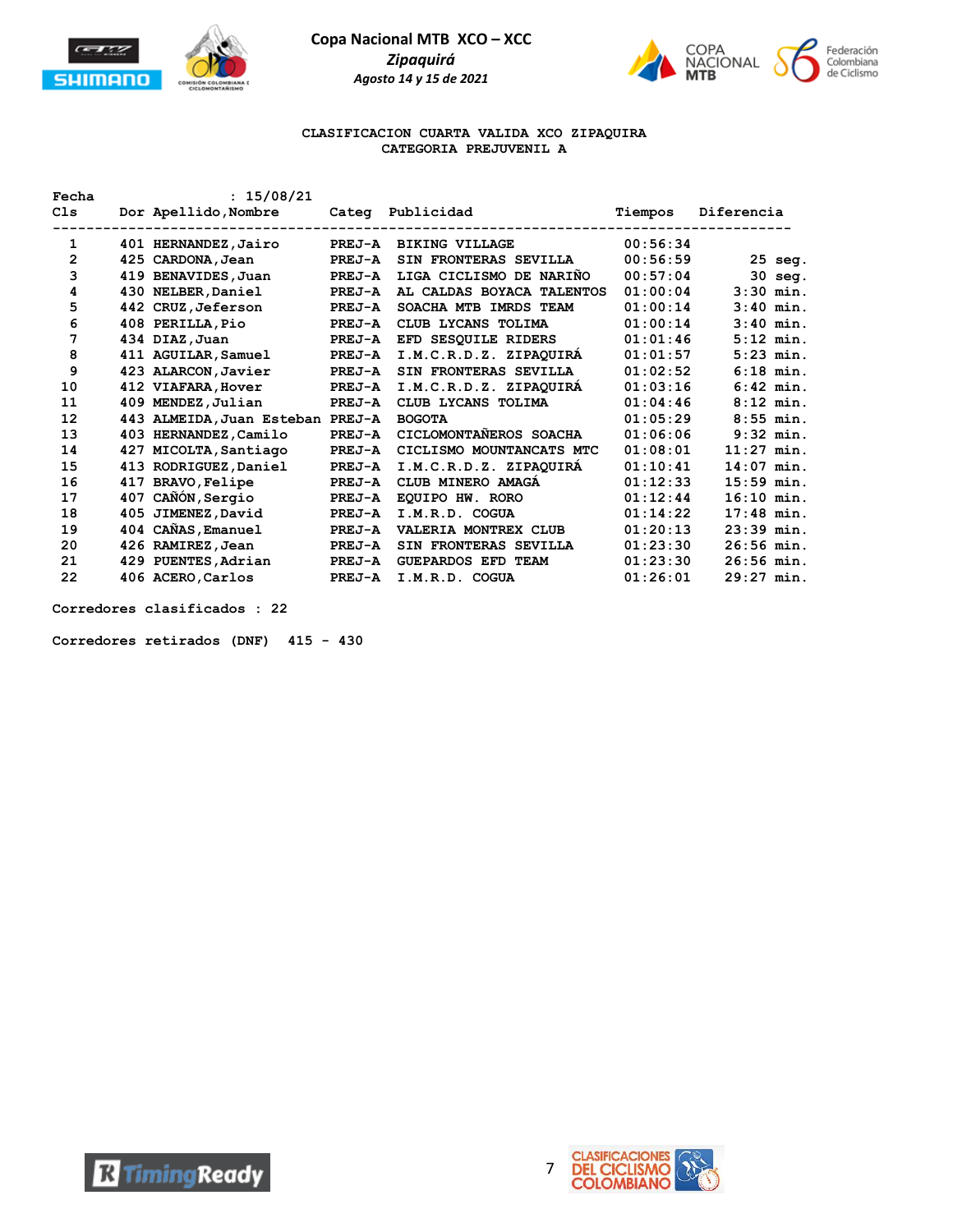**Copa Nacional MTB XCO – XCC**

***Zipaquirá***

***Agosto 14 y 15 de 2021***

**CLASIFICACION CUARTA VALIDA XCO ZIPAQUIRA**
**CATEGORIA PREJUVENIL A**

**Fecha : 15/08/21**

| Cls | Dor | Apellido,Nombre | Categ | Publicidad | Tiempos | Diferencia |
|---|---|---|---|---|---|---|
| 1 | 401 | HERNANDEZ,Jairo | PREJ-A | BIKING VILLAGE | 00:56:34 | |
| 2 | 425 | CARDONA,Jean | PREJ-A | SIN FRONTERAS SEVILLA | 00:56:59 | 25 seg. |
| 3 | 419 | BENAVIDES,Juan | PREJ-A | LIGA CICLISMO DE NARIÑO | 00:57:04 | 30 seg. |
| 4 | 430 | NELBER,Daniel | PREJ-A | AL CALDAS BOYACA TALENTOS | 01:00:04 | 3:30 min. |
| 5 | 442 | CRUZ,Jeferson | PREJ-A | SOACHA MTB IMRDS TEAM | 01:00:14 | 3:40 min. |
| 6 | 408 | PERILLA,Pio | PREJ-A | CLUB LYCANS TOLIMA | 01:00:14 | 3:40 min. |
| 7 | 434 | DIAZ,Juan | PREJ-A | EFD SESQUILE RIDERS | 01:01:46 | 5:12 min. |
| 8 | 411 | AGUILAR,Samuel | PREJ-A | I.M.C.R.D.Z. ZIPAQUIRÁ | 01:01:57 | 5:23 min. |
| 9 | 423 | ALARCON,Javier | PREJ-A | SIN FRONTERAS SEVILLA | 01:02:52 | 6:18 min. |
| 10 | 412 | VIAFARA,Hover | PREJ-A | I.M.C.R.D.Z. ZIPAQUIRÁ | 01:03:16 | 6:42 min. |
| 11 | 409 | MENDEZ,Julian | PREJ-A | CLUB LYCANS TOLIMA | 01:04:46 | 8:12 min. |
| 12 | 443 | ALMEIDA,Juan Esteban | PREJ-A | BOGOTA | 01:05:29 | 8:55 min. |
| 13 | 403 | HERNANDEZ,Camilo | PREJ-A | CICLOMONTAÑEROS SOACHA | 01:06:06 | 9:32 min. |
| 14 | 427 | MICOLTA,Santiago | PREJ-A | CICLISMO MOUNTANCATS MTC | 01:08:01 | 11:27 min. |
| 15 | 413 | RODRIGUEZ,Daniel | PREJ-A | I.M.C.R.D.Z. ZIPAQUIRÁ | 01:10:41 | 14:07 min. |
| 16 | 417 | BRAVO,Felipe | PREJ-A | CLUB MINERO AMAGÁ | 01:12:33 | 15:59 min. |
| 17 | 407 | CAÑÓN,Sergio | PREJ-A | EQUIPO HW. RORO | 01:12:44 | 16:10 min. |
| 18 | 405 | JIMENEZ,David | PREJ-A | I.M.R.D. COGUA | 01:14:22 | 17:48 min. |
| 19 | 404 | CAÑAS,Emanuel | PREJ-A | VALERIA MONTREX CLUB | 01:20:13 | 23:39 min. |
| 20 | 426 | RAMIREZ,Jean | PREJ-A | SIN FRONTERAS SEVILLA | 01:23:30 | 26:56 min. |
| 21 | 429 | PUENTES,Adrian | PREJ-A | GUEPARDOS EFD TEAM | 01:23:30 | 26:56 min. |
| 22 | 406 | ACERO,Carlos | PREJ-A | I.M.R.D. COGUA | 01:26:01 | 29:27 min. |

**Corredores clasificados : 22**

**Corredores retirados (DNF) 415 - 430**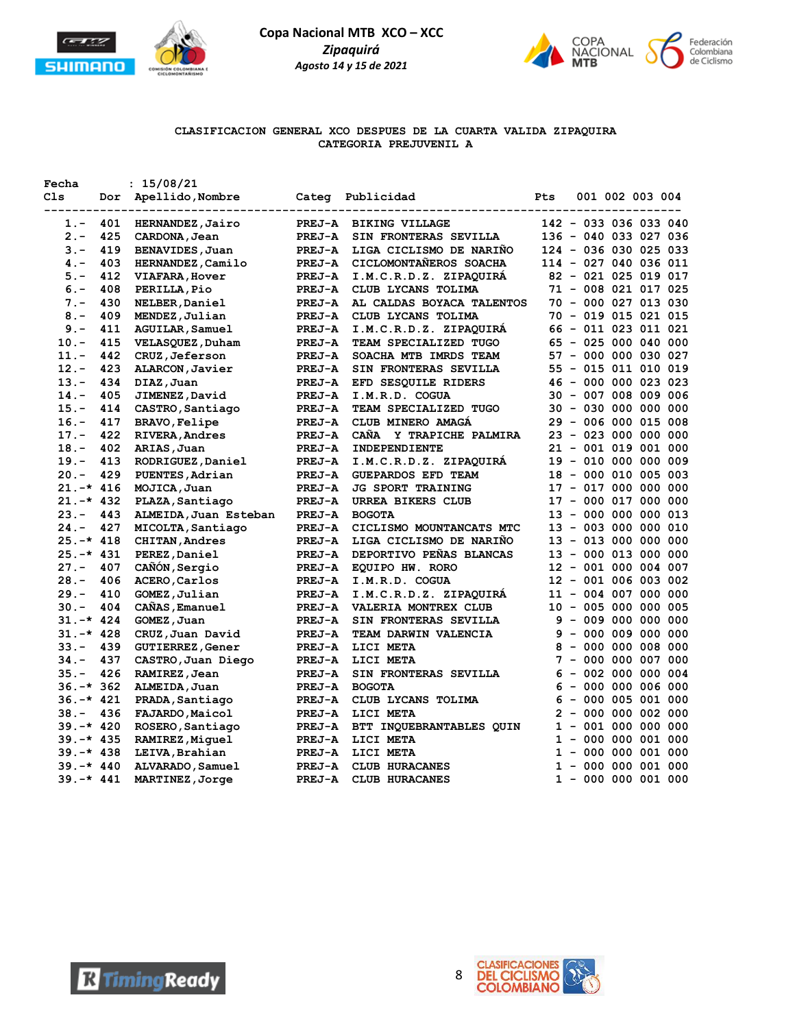**Copa Nacional MTB XCO – XCC**

*Zipaquirá*

*Agosto 14 y 15 de 2021*

## CLASIFICACION GENERAL XCO DESPUES DE LA CUARTA VALIDA ZIPAQUIRA
## CATEGORIA PREJUVENIL A

Fecha : 15/08/21

| Cls | Dor | Apellido,Nombre | Categ | Publicidad | Pts | 001 | 002 | 003 | 004 |
|---|---|---|---|---|---|---|---|---|---|
| 1.- | 401 | HERNANDEZ,Jairo | PREJ-A | BIKING VILLAGE | 142 - | 033 | 036 | 033 | 040 |
| 2.- | 425 | CARDONA,Jean | PREJ-A | SIN FRONTERAS SEVILLA | 136 - | 040 | 033 | 027 | 036 |
| 3.- | 419 | BENAVIDES,Juan | PREJ-A | LIGA CICLISMO DE NARIÑO | 124 - | 036 | 030 | 025 | 033 |
| 4.- | 403 | HERNANDEZ,Camilo | PREJ-A | CICLOMONTAÑEROS SOACHA | 114 - | 027 | 040 | 036 | 011 |
| 5.- | 412 | VIAFARA,Hover | PREJ-A | I.M.C.R.D.Z. ZIPAQUIRÁ | 82 - | 021 | 025 | 019 | 017 |
| 6.- | 408 | PERILLA,Pio | PREJ-A | CLUB LYCANS TOLIMA | 71 - | 008 | 021 | 017 | 025 |
| 7.- | 430 | NELBER,Daniel | PREJ-A | AL CALDAS BOYACA TALENTOS | 70 - | 000 | 027 | 013 | 030 |
| 8.- | 409 | MENDEZ,Julian | PREJ-A | CLUB LYCANS TOLIMA | 70 - | 019 | 015 | 021 | 015 |
| 9.- | 411 | AGUILAR,Samuel | PREJ-A | I.M.C.R.D.Z. ZIPAQUIRÁ | 66 - | 011 | 023 | 011 | 021 |
| 10.- | 415 | VELASQUEZ,Duham | PREJ-A | TEAM SPECIALIZED TUGO | 65 - | 025 | 000 | 040 | 000 |
| 11.- | 442 | CRUZ,Jeferson | PREJ-A | SOACHA MTB IMRDS TEAM | 57 - | 000 | 000 | 030 | 027 |
| 12.- | 423 | ALARCON,Javier | PREJ-A | SIN FRONTERAS SEVILLA | 55 - | 015 | 011 | 010 | 019 |
| 13.- | 434 | DIAZ,Juan | PREJ-A | EFD SESQUILE RIDERS | 46 - | 000 | 000 | 023 | 023 |
| 14.- | 405 | JIMENEZ,David | PREJ-A | I.M.R.D. COGUA | 30 - | 007 | 008 | 009 | 006 |
| 15.- | 414 | CASTRO,Santiago | PREJ-A | TEAM SPECIALIZED TUGO | 30 - | 030 | 000 | 000 | 000 |
| 16.- | 417 | BRAVO,Felipe | PREJ-A | CLUB MINERO AMAGÁ | 29 - | 006 | 000 | 015 | 008 |
| 17.- | 422 | RIVERA,Andres | PREJ-A | CAÑA Y TRAPICHE PALMIRA | 23 - | 023 | 000 | 000 | 000 |
| 18.- | 402 | ARIAS,Juan | PREJ-A | INDEPENDIENTE | 21 - | 001 | 019 | 001 | 000 |
| 19.- | 413 | RODRIGUEZ,Daniel | PREJ-A | I.M.C.R.D.Z. ZIPAQUIRÁ | 19 - | 010 | 000 | 000 | 009 |
| 20.- | 429 | PUENTES,Adrian | PREJ-A | GUEPARDOS EFD TEAM | 18 - | 000 | 010 | 005 | 003 |
| 21.-* | 416 | MOJICA,Juan | PREJ-A | JG SPORT TRAINING | 17 - | 017 | 000 | 000 | 000 |
| 21.-* | 432 | PLAZA,Santiago | PREJ-A | URREA BIKERS CLUB | 17 - | 000 | 017 | 000 | 000 |
| 23.- | 443 | ALMEIDA,Juan Esteban | PREJ-A | BOGOTA | 13 - | 000 | 000 | 000 | 013 |
| 24.- | 427 | MICOLTA,Santiago | PREJ-A | CICLISMO MOUNTANCATS MTC | 13 - | 003 | 000 | 000 | 010 |
| 25.-* | 418 | CHITAN,Andres | PREJ-A | LIGA CICLISMO DE NARIÑO | 13 - | 013 | 000 | 000 | 000 |
| 25.-* | 431 | PEREZ,Daniel | PREJ-A | DEPORTIVO PEÑAS BLANCAS | 13 - | 000 | 013 | 000 | 000 |
| 27.- | 407 | CAÑÓN,Sergio | PREJ-A | EQUIPO HW. RORO | 12 - | 001 | 000 | 004 | 007 |
| 28.- | 406 | ACERO,Carlos | PREJ-A | I.M.R.D. COGUA | 12 - | 001 | 006 | 003 | 002 |
| 29.- | 410 | GOMEZ,Julian | PREJ-A | I.M.C.R.D.Z. ZIPAQUIRÁ | 11 - | 004 | 007 | 000 | 000 |
| 30.- | 404 | CAÑAS,Emanuel | PREJ-A | VALERIA MONTREX CLUB | 10 - | 005 | 000 | 000 | 005 |
| 31.-* | 424 | GOMEZ,Juan | PREJ-A | SIN FRONTERAS SEVILLA | 9 - | 009 | 000 | 000 | 000 |
| 31.-* | 428 | CRUZ,Juan David | PREJ-A | TEAM DARWIN VALENCIA | 9 - | 000 | 009 | 000 | 000 |
| 33.- | 439 | GUTIERREZ,Gener | PREJ-A | LICI META | 8 - | 000 | 000 | 008 | 000 |
| 34.- | 437 | CASTRO,Juan Diego | PREJ-A | LICI META | 7 - | 000 | 000 | 007 | 000 |
| 35.- | 426 | RAMIREZ,Jean | PREJ-A | SIN FRONTERAS SEVILLA | 6 - | 002 | 000 | 000 | 004 |
| 36.-* | 362 | ALMEIDA,Juan | PREJ-A | BOGOTA | 6 - | 000 | 000 | 006 | 000 |
| 36.-* | 421 | PRADA,Santiago | PREJ-A | CLUB LYCANS TOLIMA | 6 - | 000 | 005 | 001 | 000 |
| 38.- | 436 | FAJARDO,Maicol | PREJ-A | LICI META | 2 - | 000 | 000 | 002 | 000 |
| 39.-* | 420 | ROSERO,Santiago | PREJ-A | BTT INQUEBRANTABLES QUIN | 1 - | 001 | 000 | 000 | 000 |
| 39.-* | 435 | RAMIREZ,Miguel | PREJ-A | LICI META | 1 - | 000 | 000 | 001 | 000 |
| 39.-* | 438 | LEIVA,Brahian | PREJ-A | LICI META | 1 - | 000 | 000 | 001 | 000 |
| 39.-* | 440 | ALVARADO,Samuel | PREJ-A | CLUB HURACANES | 1 - | 000 | 000 | 001 | 000 |
| 39.-* | 441 | MARTINEZ,Jorge | PREJ-A | CLUB HURACANES | 1 - | 000 | 000 | 001 | 000 |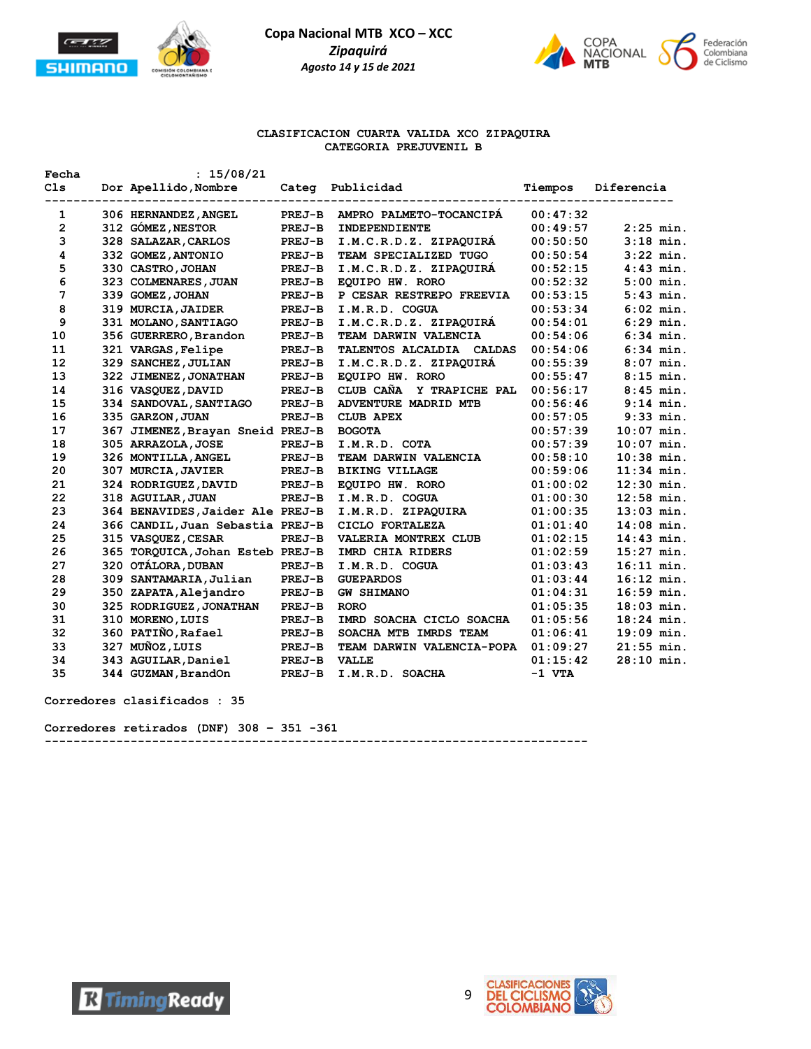# Copa Nacional MTB XCO – XCC

*Zipaquirá*

*Agosto 14 y 15 de 2021*

**CLASIFICACION CUARTA VALIDA XCO ZIPAQUIRA**

**CATEGORIA PREJUVENIL B**

**Fecha : 15/08/21**

| Cls | Dor | Apellido,Nombre | Categ | Publicidad | Tiempos | Diferencia |
|---|---|---|---|---|---|---|
| 1 | 306 | HERNANDEZ,ANGEL | PREJ-B | AMPRO PALMETO-TOCANCIPÁ | 00:47:32 | |
| 2 | 312 | GÓMEZ,NESTOR | PREJ-B | INDEPENDIENTE | 00:49:57 | 2:25 min. |
| 3 | 328 | SALAZAR,CARLOS | PREJ-B | I.M.C.R.D.Z. ZIPAQUIRÁ | 00:50:50 | 3:18 min. |
| 4 | 332 | GOMEZ,ANTONIO | PREJ-B | TEAM SPECIALIZED TUGO | 00:50:54 | 3:22 min. |
| 5 | 330 | CASTRO,JOHAN | PREJ-B | I.M.C.R.D.Z. ZIPAQUIRÁ | 00:52:15 | 4:43 min. |
| 6 | 323 | COLMENARES,JUAN | PREJ-B | EQUIPO HW. RORO | 00:52:32 | 5:00 min. |
| 7 | 339 | GOMEZ,JOHAN | PREJ-B | P CESAR RESTREPO FREEVIA | 00:53:15 | 5:43 min. |
| 8 | 319 | MURCIA,JAIDER | PREJ-B | I.M.R.D. COGUA | 00:53:34 | 6:02 min. |
| 9 | 331 | MOLANO,SANTIAGO | PREJ-B | I.M.C.R.D.Z. ZIPAQUIRÁ | 00:54:01 | 6:29 min. |
| 10 | 356 | GUERRERO,Brandon | PREJ-B | TEAM DARWIN VALENCIA | 00:54:06 | 6:34 min. |
| 11 | 321 | VARGAS,Felipe | PREJ-B | TALENTOS ALCALDIA CALDAS | 00:54:06 | 6:34 min. |
| 12 | 329 | SANCHEZ,JULIAN | PREJ-B | I.M.C.R.D.Z. ZIPAQUIRÁ | 00:55:39 | 8:07 min. |
| 13 | 322 | JIMENEZ,JONATHAN | PREJ-B | EQUIPO HW. RORO | 00:55:47 | 8:15 min. |
| 14 | 316 | VASQUEZ,DAVID | PREJ-B | CLUB CAÑA Y TRAPICHE PAL | 00:56:17 | 8:45 min. |
| 15 | 334 | SANDOVAL,SANTIAGO | PREJ-B | ADVENTURE MADRID MTB | 00:56:46 | 9:14 min. |
| 16 | 335 | GARZON,JUAN | PREJ-B | CLUB APEX | 00:57:05 | 9:33 min. |
| 17 | 367 | JIMENEZ,Brayan Sneid | PREJ-B | BOGOTA | 00:57:39 | 10:07 min. |
| 18 | 305 | ARRAZOLA,JOSE | PREJ-B | I.M.R.D. COTA | 00:57:39 | 10:07 min. |
| 19 | 326 | MONTILLA,ANGEL | PREJ-B | TEAM DARWIN VALENCIA | 00:58:10 | 10:38 min. |
| 20 | 307 | MURCIA,JAVIER | PREJ-B | BIKING VILLAGE | 00:59:06 | 11:34 min. |
| 21 | 324 | RODRIGUEZ,DAVID | PREJ-B | EQUIPO HW. RORO | 01:00:02 | 12:30 min. |
| 22 | 318 | AGUILAR,JUAN | PREJ-B | I.M.R.D. COGUA | 01:00:30 | 12:58 min. |
| 23 | 364 | BENAVIDES,Jaider Ale | PREJ-B | I.M.R.D. ZIPAQUIRA | 01:00:35 | 13:03 min. |
| 24 | 366 | CANDIL,Juan Sebastia | PREJ-B | CICLO FORTALEZA | 01:01:40 | 14:08 min. |
| 25 | 315 | VASQUEZ,CESAR | PREJ-B | VALERIA MONTREX CLUB | 01:02:15 | 14:43 min. |
| 26 | 365 | TORQUICA,Johan Esteb | PREJ-B | IMRD CHIA RIDERS | 01:02:59 | 15:27 min. |
| 27 | 320 | OTÁLORA,DUBAN | PREJ-B | I.M.R.D. COGUA | 01:03:43 | 16:11 min. |
| 28 | 309 | SANTAMARIA,Julian | PREJ-B | GUEPARDOS | 01:03:44 | 16:12 min. |
| 29 | 350 | ZAPATA,Alejandro | PREJ-B | GW SHIMANO | 01:04:31 | 16:59 min. |
| 30 | 325 | RODRIGUEZ,JONATHAN | PREJ-B | RORO | 01:05:35 | 18:03 min. |
| 31 | 310 | MORENO,LUIS | PREJ-B | IMRD SOACHA CICLO SOACHA | 01:05:56 | 18:24 min. |
| 32 | 360 | PATIÑO,Rafael | PREJ-B | SOACHA MTB IMRDS TEAM | 01:06:41 | 19:09 min. |
| 33 | 327 | MUÑOZ,LUIS | PREJ-B | TEAM DARWIN VALENCIA-POPA | 01:09:27 | 21:55 min. |
| 34 | 343 | AGUILAR,Daniel | PREJ-B | VALLE | 01:15:42 | 28:10 min. |
| 35 | 344 | GUZMAN,BrandOn | PREJ-B | I.M.R.D. SOACHA | -1 VTA | |

Corredores clasificados : 35

Corredores retirados (DNF) 308 - 351 -361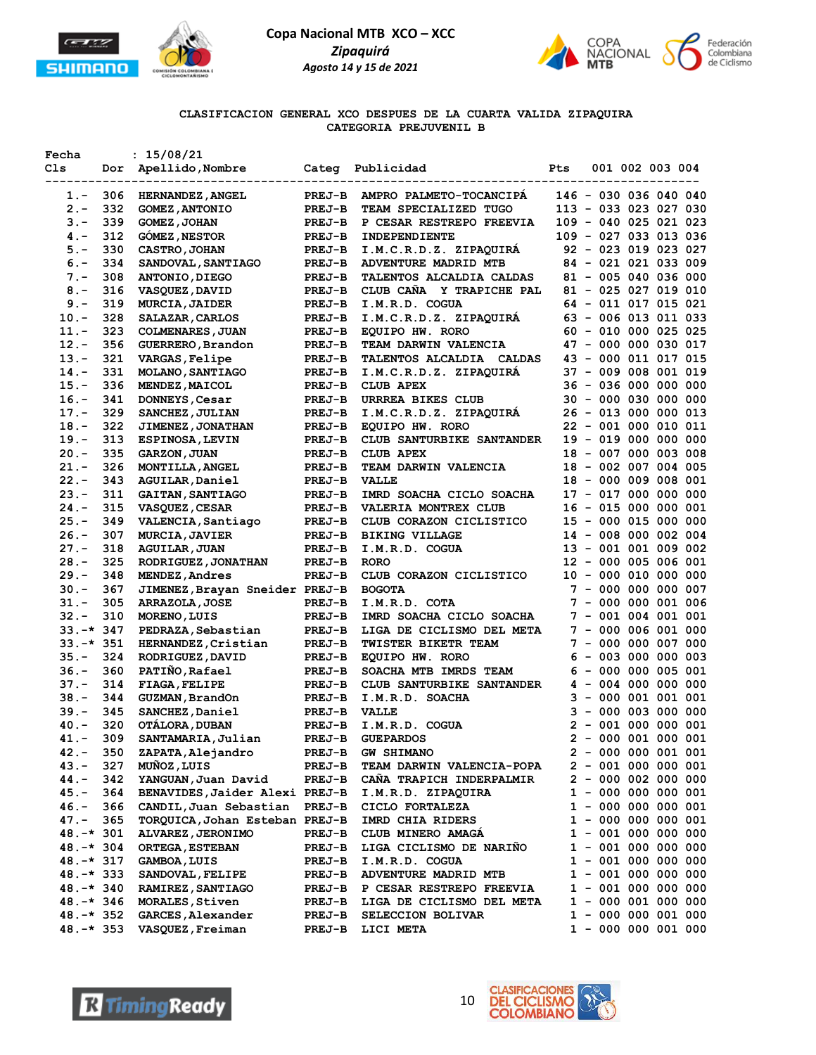**Copa Nacional MTB XCO – XCC**

***Zipaquirá***

*Agosto 14 y 15 de 2021*

**CLASIFICACION GENERAL XCO DESPUES DE LA CUARTA VALIDA ZIPAQUIRA**
**CATEGORIA PREJUVENIL B**

Fecha : 15/08/21

| Cls | Dor | Apellido,Nombre | Categ | Publicidad | Pts | | 001 | 002 | 003 | 004 |
|---|---|---|---|---|---|---|---|---|---|---|
| 1.- | 306 | HERNANDEZ,ANGEL | PREJ-B | AMPRO PALMETO-TOCANCIPÁ | 146 | - | 030 | 036 | 040 | 040 |
| 2.- | 332 | GOMEZ,ANTONIO | PREJ-B | TEAM SPECIALIZED TUGO | 113 | - | 033 | 023 | 027 | 030 |
| 3.- | 339 | GOMEZ,JOHAN | PREJ-B | P CESAR RESTREPO FREEVIA | 109 | - | 040 | 025 | 021 | 023 |
| 4.- | 312 | GÓMEZ,NESTOR | PREJ-B | INDEPENDIENTE | 109 | - | 027 | 033 | 013 | 036 |
| 5.- | 330 | CASTRO,JOHAN | PREJ-B | I.M.C.R.D.Z. ZIPAQUIRÁ | 92 | - | 023 | 019 | 023 | 027 |
| 6.- | 334 | SANDOVAL,SANTIAGO | PREJ-B | ADVENTURE MADRID MTB | 84 | - | 021 | 021 | 033 | 009 |
| 7.- | 308 | ANTONIO,DIEGO | PREJ-B | TALENTOS ALCALDIA CALDAS | 81 | - | 005 | 040 | 036 | 000 |
| 8.- | 316 | VASQUEZ,DAVID | PREJ-B | CLUB CAÑA Y TRAPICHE PAL | 81 | - | 025 | 027 | 019 | 010 |
| 9.- | 319 | MURCIA,JAIDER | PREJ-B | I.M.R.D. COGUA | 64 | - | 011 | 017 | 015 | 021 |
| 10.- | 328 | SALAZAR,CARLOS | PREJ-B | I.M.C.R.D.Z. ZIPAQUIRÁ | 63 | - | 006 | 013 | 011 | 033 |
| 11.- | 323 | COLMENARES,JUAN | PREJ-B | EQUIPO HW. RORO | 60 | - | 010 | 000 | 025 | 025 |
| 12.- | 356 | GUERRERO,Brandon | PREJ-B | TEAM DARWIN VALENCIA | 47 | - | 000 | 000 | 030 | 017 |
| 13.- | 321 | VARGAS,Felipe | PREJ-B | TALENTOS ALCALDIA CALDAS | 43 | - | 000 | 011 | 017 | 015 |
| 14.- | 331 | MOLANO,SANTIAGO | PREJ-B | I.M.C.R.D.Z. ZIPAQUIRÁ | 37 | - | 009 | 008 | 001 | 019 |
| 15.- | 336 | MENDEZ,MAICOL | PREJ-B | CLUB APEX | 36 | - | 036 | 000 | 000 | 000 |
| 16.- | 341 | DONNEYS,Cesar | PREJ-B | URRREA BIKES CLUB | 30 | - | 000 | 030 | 000 | 000 |
| 17.- | 329 | SANCHEZ,JULIAN | PREJ-B | I.M.C.R.D.Z. ZIPAQUIRÁ | 26 | - | 013 | 000 | 000 | 013 |
| 18.- | 322 | JIMENEZ,JONATHAN | PREJ-B | EQUIPO HW. RORO | 22 | - | 001 | 000 | 010 | 011 |
| 19.- | 313 | ESPINOSA,LEVIN | PREJ-B | CLUB SANTURBIKE SANTANDER | 19 | - | 019 | 000 | 000 | 000 |
| 20.- | 335 | GARZON,JUAN | PREJ-B | CLUB APEX | 18 | - | 007 | 000 | 003 | 008 |
| 21.- | 326 | MONTILLA,ANGEL | PREJ-B | TEAM DARWIN VALENCIA | 18 | - | 002 | 007 | 004 | 005 |
| 22.- | 343 | AGUILAR,Daniel | PREJ-B | VALLE | 18 | - | 000 | 009 | 008 | 001 |
| 23.- | 311 | GAITAN,SANTIAGO | PREJ-B | IMRD SOACHA CICLO SOACHA | 17 | - | 017 | 000 | 000 | 000 |
| 24.- | 315 | VASQUEZ,CESAR | PREJ-B | VALERIA MONTREX CLUB | 16 | - | 015 | 000 | 000 | 001 |
| 25.- | 349 | VALENCIA,Santiago | PREJ-B | CLUB CORAZON CICLISTICO | 15 | - | 000 | 015 | 000 | 000 |
| 26.- | 307 | MURCIA,JAVIER | PREJ-B | BIKING VILLAGE | 14 | - | 008 | 000 | 002 | 004 |
| 27.- | 318 | AGUILAR,JUAN | PREJ-B | I.M.R.D. COGUA | 13 | - | 001 | 001 | 009 | 002 |
| 28.- | 325 | RODRIGUEZ,JONATHAN | PREJ-B | RORO | 12 | - | 000 | 005 | 006 | 001 |
| 29.- | 348 | MENDEZ,Andres | PREJ-B | CLUB CORAZON CICLISTICO | 10 | - | 000 | 010 | 000 | 000 |
| 30.- | 367 | JIMENEZ,Brayan Sneider | PREJ-B | BOGOTA | 7 | - | 000 | 000 | 000 | 007 |
| 31.- | 305 | ARRAZOLA,JOSE | PREJ-B | I.M.R.D. COTA | 7 | - | 000 | 000 | 001 | 006 |
| 32.- | 310 | MORENO,LUIS | PREJ-B | IMRD SOACHA CICLO SOACHA | 7 | - | 001 | 004 | 001 | 001 |
| 33.-* | 347 | PEDRAZA,Sebastian | PREJ-B | LIGA DE CICLISMO DEL META | 7 | - | 000 | 006 | 001 | 000 |
| 33.-* | 351 | HERNANDEZ,Cristian | PREJ-B | TWISTER BIKETR TEAM | 7 | - | 000 | 000 | 007 | 000 |
| 35.- | 324 | RODRIGUEZ,DAVID | PREJ-B | EQUIPO HW. RORO | 6 | - | 003 | 000 | 000 | 003 |
| 36.- | 360 | PATIÑO,Rafael | PREJ-B | SOACHA MTB IMRDS TEAM | 6 | - | 000 | 000 | 005 | 001 |
| 37.- | 314 | FIAGA,FELIPE | PREJ-B | CLUB SANTURBIKE SANTANDER | 4 | - | 004 | 000 | 000 | 000 |
| 38.- | 344 | GUZMAN,BrandOn | PREJ-B | I.M.R.D. SOACHA | 3 | - | 000 | 001 | 001 | 001 |
| 39.- | 345 | SANCHEZ,Daniel | PREJ-B | VALLE | 3 | - | 000 | 003 | 000 | 000 |
| 40.- | 320 | OTÁLORA,DUBAN | PREJ-B | I.M.R.D. COGUA | 2 | - | 001 | 000 | 000 | 001 |
| 41.- | 309 | SANTAMARIA,Julian | PREJ-B | GUEPARDOS | 2 | - | 000 | 001 | 000 | 001 |
| 42.- | 350 | ZAPATA,Alejandro | PREJ-B | GW SHIMANO | 2 | - | 000 | 000 | 001 | 001 |
| 43.- | 327 | MUÑOZ,LUIS | PREJ-B | TEAM DARWIN VALENCIA-POPA | 2 | - | 001 | 000 | 000 | 001 |
| 44.- | 342 | YANGUAN,Juan David | PREJ-B | CAÑA TRAPICH INDERPALMIR | 2 | - | 000 | 002 | 000 | 000 |
| 45.- | 364 | BENAVIDES,Jaider Alexi | PREJ-B | I.M.R.D. ZIPAQUIRA | 1 | - | 000 | 000 | 000 | 001 |
| 46.- | 366 | CANDIL,Juan Sebastian | PREJ-B | CICLO FORTALEZA | 1 | - | 000 | 000 | 000 | 001 |
| 47.- | 365 | TORQUICA,Johan Esteban | PREJ-B | IMRD CHIA RIDERS | 1 | - | 000 | 000 | 000 | 001 |
| 48.-* | 301 | ALVAREZ,JERONIMO | PREJ-B | CLUB MINERO AMAGÁ | 1 | - | 001 | 000 | 000 | 000 |
| 48.-* | 304 | ORTEGA,ESTEBAN | PREJ-B | LIGA CICLISMO DE NARIÑO | 1 | - | 001 | 000 | 000 | 000 |
| 48.-* | 317 | GAMBOA,LUIS | PREJ-B | I.M.R.D. COGUA | 1 | - | 001 | 000 | 000 | 000 |
| 48.-* | 333 | SANDOVAL,FELIPE | PREJ-B | ADVENTURE MADRID MTB | 1 | - | 001 | 000 | 000 | 000 |
| 48.-* | 340 | RAMIREZ,SANTIAGO | PREJ-B | P CESAR RESTREPO FREEVIA | 1 | - | 001 | 000 | 000 | 000 |
| 48.-* | 346 | MORALES,Stiven | PREJ-B | LIGA DE CICLISMO DEL META | 1 | - | 000 | 001 | 000 | 000 |
| 48.-* | 352 | GARCES,Alexander | PREJ-B | SELECCION BOLIVAR | 1 | - | 000 | 000 | 001 | 000 |
| 48.-* | 353 | VASQUEZ,Freiman | PREJ-B | LICI META | 1 | - | 000 | 000 | 001 | 000 |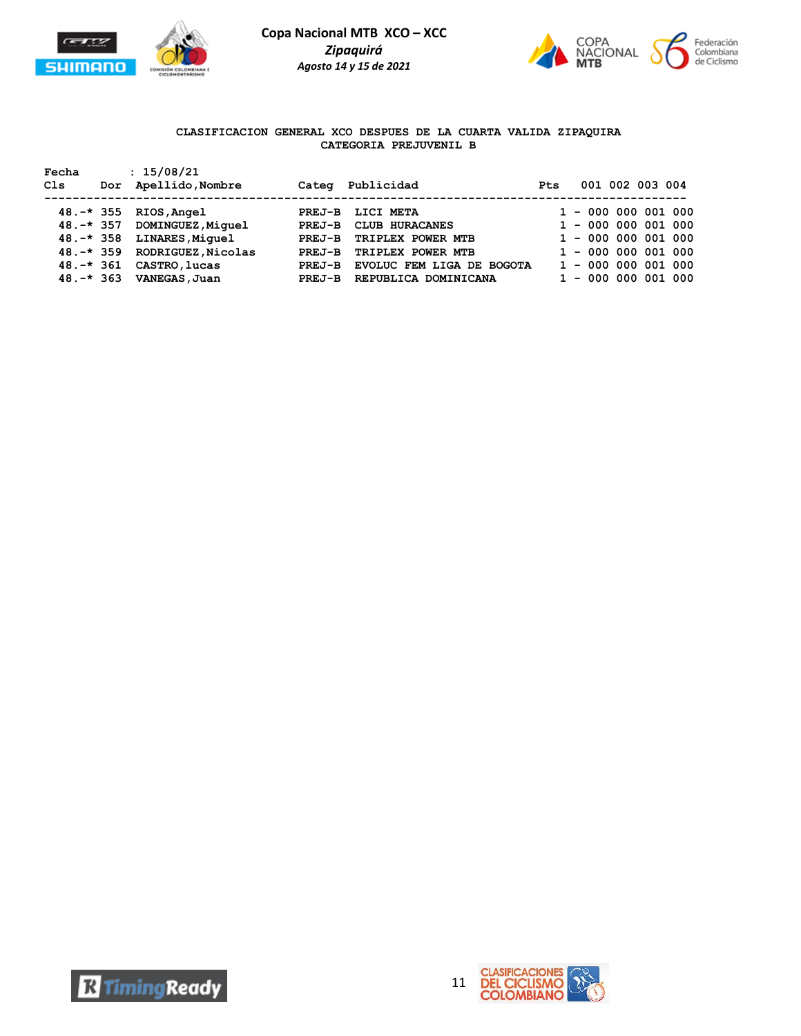# Copa Nacional MTB XCO – XCC

*Zipaquirá*

*Agosto 14 y 15 de 2021*

**CLASIFICACION GENERAL XCO DESPUES DE LA CUARTA VALIDA ZIPAQUIRA**
**CATEGORIA PREJUVENIL B**

Fecha : 15/08/21

| Cls | Dor | Apellido,Nombre | Categ | Publicidad | Pts | 001 | 002 | 003 | 004 |
|---|---|---|---|---|---|---|---|---|---|
| 48.-* | 355 | RIOS,Angel | PREJ-B | LICI META | 1 - | 000 | 000 | 001 | 000 |
| 48.-* | 357 | DOMINGUEZ,Miguel | PREJ-B | CLUB HURACANES | 1 - | 000 | 000 | 001 | 000 |
| 48.-* | 358 | LINARES,Miguel | PREJ-B | TRIPLEX POWER MTB | 1 - | 000 | 000 | 001 | 000 |
| 48.-* | 359 | RODRIGUEZ,Nicolas | PREJ-B | TRIPLEX POWER MTB | 1 - | 000 | 000 | 001 | 000 |
| 48.-* | 361 | CASTRO,lucas | PREJ-B | EVOLUC FEM LIGA DE BOGOTA | 1 - | 000 | 000 | 001 | 000 |
| 48.-* | 363 | VANEGAS,Juan | PREJ-B | REPUBLICA DOMINICANA | 1 - | 000 | 000 | 001 | 000 |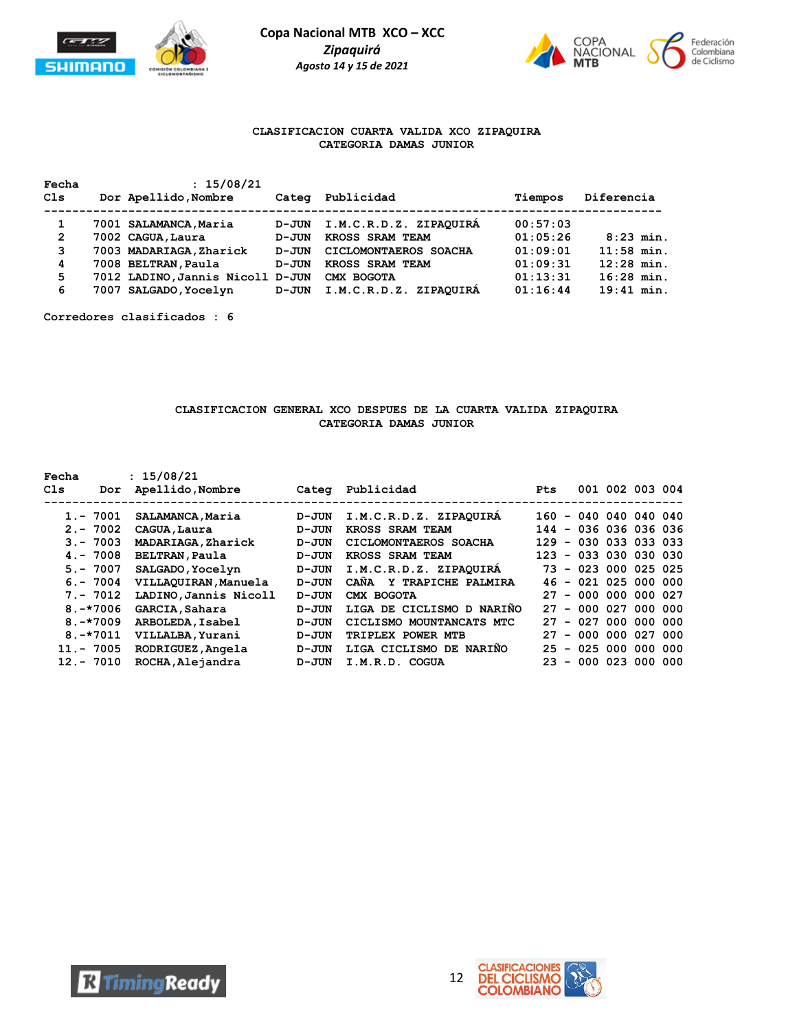Copa Nacional MTB XCO – XCC

*Zipaquirá*

*Agosto 14 y 15 de 2021*

**CLASIFICACION CUARTA VALIDA XCO ZIPAQUIRA**
**CATEGORIA DAMAS JUNIOR**

Fecha : 15/08/21

| Cls | Dor | Apellido,Nombre | Categ | Publicidad | Tiempos | Diferencia |
|---|---|---|---|---|---|---|
| 1 | 7001 | SALAMANCA,Maria | D-JUN | I.M.C.R.D.Z. ZIPAQUIRÁ | 00:57:03 | |
| 2 | 7002 | CAGUA,Laura | D-JUN | KROSS SRAM TEAM | 01:05:26 | 8:23 min. |
| 3 | 7003 | MADARIAGA,Zharick | D-JUN | CICLOMONTAEROS SOACHA | 01:09:01 | 11:58 min. |
| 4 | 7008 | BELTRAN,Paula | D-JUN | KROSS SRAM TEAM | 01:09:31 | 12:28 min. |
| 5 | 7012 | LADINO,Jannis Nicoll | D-JUN | CMX BOGOTA | 01:13:31 | 16:28 min. |
| 6 | 7007 | SALGADO,Yocelyn | D-JUN | I.M.C.R.D.Z. ZIPAQUIRÁ | 01:16:44 | 19:41 min. |

Corredores clasificados : 6

**CLASIFICACION GENERAL XCO DESPUES DE LA CUARTA VALIDA ZIPAQUIRA**
**CATEGORIA DAMAS JUNIOR**

Fecha : 15/08/21

| Cls | Dor | Apellido,Nombre | Categ | Publicidad | Pts | 001 | 002 | 003 | 004 |
|---|---|---|---|---|---|---|---|---|---|
| 1.- | 7001 | SALAMANCA,Maria | D-JUN | I.M.C.R.D.Z. ZIPAQUIRÁ | 160 - | 040 | 040 | 040 | 040 |
| 2.- | 7002 | CAGUA,Laura | D-JUN | KROSS SRAM TEAM | 144 - | 036 | 036 | 036 | 036 |
| 3.- | 7003 | MADARIAGA,Zharick | D-JUN | CICLOMONTAEROS SOACHA | 129 - | 030 | 033 | 033 | 033 |
| 4.- | 7008 | BELTRAN,Paula | D-JUN | KROSS SRAM TEAM | 123 - | 033 | 030 | 030 | 030 |
| 5.- | 7007 | SALGADO,Yocelyn | D-JUN | I.M.C.R.D.Z. ZIPAQUIRÁ | 73 - | 023 | 000 | 025 | 025 |
| 6.- | 7004 | VILLAQUIRAN,Manuela | D-JUN | CAÑA Y TRAPICHE PALMIRA | 46 - | 021 | 025 | 000 | 000 |
| 7.- | 7012 | LADINO,Jannis Nicoll | D-JUN | CMX BOGOTA | 27 - | 000 | 000 | 000 | 027 |
| 8.- | *7006 | GARCIA,Sahara | D-JUN | LIGA DE CICLISMO D NARIÑO | 27 - | 000 | 027 | 000 | 000 |
| 8.- | *7009 | ARBOLEDA,Isabel | D-JUN | CICLISMO MOUNTANCATS MTC | 27 - | 027 | 000 | 000 | 000 |
| 8.- | *7011 | VILLALBA,Yurani | D-JUN | TRIPLEX POWER MTB | 27 - | 000 | 000 | 027 | 000 |
| 11.- | 7005 | RODRIGUEZ,Angela | D-JUN | LIGA CICLISMO DE NARIÑO | 25 - | 025 | 000 | 000 | 000 |
| 12.- | 7010 | ROCHA,Alejandra | D-JUN | I.M.R.D. COGUA | 23 - | 000 | 023 | 000 | 000 |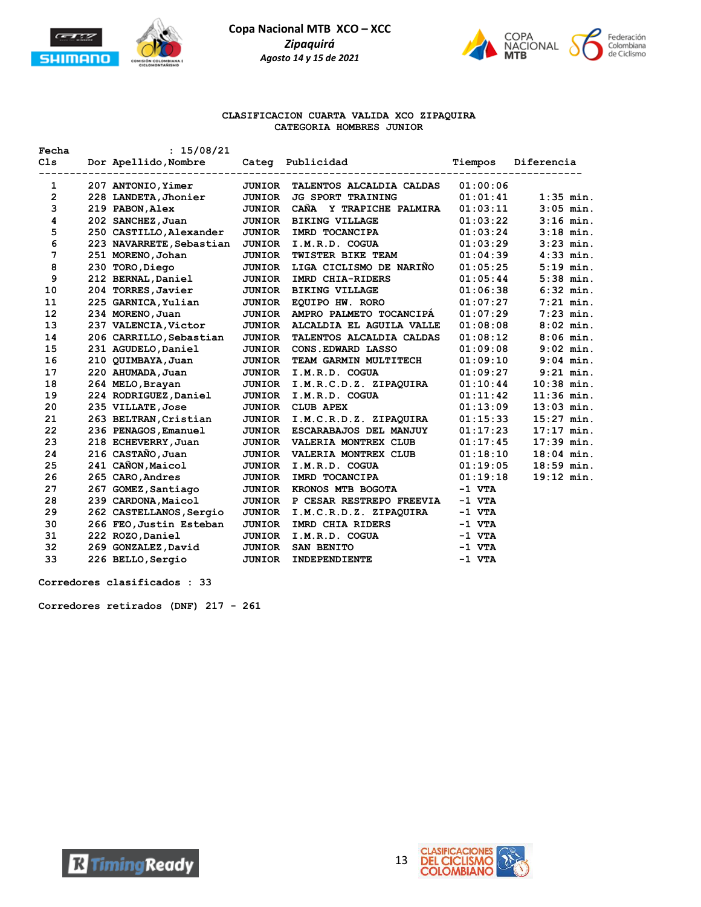**Copa Nacional MTB XCO – XCC**
***Zipaquirá***
***Agosto 14 y 15 de 2021***

## CLASIFICACION CUARTA VALIDA XCO ZIPAQUIRA
## CATEGORIA HOMBRES JUNIOR

**Fecha : 15/08/21**

| Cls | Dor | Apellido,Nombre | Categ | Publicidad | Tiempos | Diferencia |
|---|---|---|---|---|---|---|
| 1 | 207 | ANTONIO,Yimer | JUNIOR | TALENTOS ALCALDIA CALDAS | 01:00:06 | |
| 2 | 228 | LANDETA,Jhonier | JUNIOR | JG SPORT TRAINING | 01:01:41 | 1:35 min. |
| 3 | 219 | PABON,Alex | JUNIOR | CAÑA Y TRAPICHE PALMIRA | 01:03:11 | 3:05 min. |
| 4 | 202 | SANCHEZ,Juan | JUNIOR | BIKING VILLAGE | 01:03:22 | 3:16 min. |
| 5 | 250 | CASTILLO,Alexander | JUNIOR | IMRD TOCANCIPA | 01:03:24 | 3:18 min. |
| 6 | 223 | NAVARRETE,Sebastian | JUNIOR | I.M.R.D. COGUA | 01:03:29 | 3:23 min. |
| 7 | 251 | MORENO,Johan | JUNIOR | TWISTER BIKE TEAM | 01:04:39 | 4:33 min. |
| 8 | 230 | TORO,Diego | JUNIOR | LIGA CICLISMO DE NARIÑO | 01:05:25 | 5:19 min. |
| 9 | 212 | BERNAL,Daniel | JUNIOR | IMRD CHIA-RIDERS | 01:05:44 | 5:38 min. |
| 10 | 204 | TORRES,Javier | JUNIOR | BIKING VILLAGE | 01:06:38 | 6:32 min. |
| 11 | 225 | GARNICA,Yulian | JUNIOR | EQUIPO HW. RORO | 01:07:27 | 7:21 min. |
| 12 | 234 | MORENO,Juan | JUNIOR | AMPRO PALMETO TOCANCIPÁ | 01:07:29 | 7:23 min. |
| 13 | 237 | VALENCIA,Victor | JUNIOR | ALCALDIA EL AGUILA VALLE | 01:08:08 | 8:02 min. |
| 14 | 206 | CARRILLO,Sebastian | JUNIOR | TALENTOS ALCALDIA CALDAS | 01:08:12 | 8:06 min. |
| 15 | 231 | AGUDELO,Daniel | JUNIOR | CONS.EDWARD LASSO | 01:09:08 | 9:02 min. |
| 16 | 210 | QUIMBAYA,Juan | JUNIOR | TEAM GARMIN MULTITECH | 01:09:10 | 9:04 min. |
| 17 | 220 | AHUMADA,Juan | JUNIOR | I.M.R.D. COGUA | 01:09:27 | 9:21 min. |
| 18 | 264 | MELO,Brayan | JUNIOR | I.M.R.C.D.Z. ZIPAQUIRA | 01:10:44 | 10:38 min. |
| 19 | 224 | RODRIGUEZ,Daniel | JUNIOR | I.M.R.D. COGUA | 01:11:42 | 11:36 min. |
| 20 | 235 | VILLATE,Jose | JUNIOR | CLUB APEX | 01:13:09 | 13:03 min. |
| 21 | 263 | BELTRAN,Cristian | JUNIOR | I.M.C.R.D.Z. ZIPAQUIRA | 01:15:33 | 15:27 min. |
| 22 | 236 | PENAGOS,Emanuel | JUNIOR | ESCARABAJOS DEL MANJUY | 01:17:23 | 17:17 min. |
| 23 | 218 | ECHEVERRY,Juan | JUNIOR | VALERIA MONTREX CLUB | 01:17:45 | 17:39 min. |
| 24 | 216 | CASTAÑO,Juan | JUNIOR | VALERIA MONTREX CLUB | 01:18:10 | 18:04 min. |
| 25 | 241 | CAÑON,Maicol | JUNIOR | I.M.R.D. COGUA | 01:19:05 | 18:59 min. |
| 26 | 265 | CARO,Andres | JUNIOR | IMRD TOCANCIPA | 01:19:18 | 19:12 min. |
| 27 | 267 | GOMEZ,Santiago | JUNIOR | KRONOS MTB BOGOTA | -1 VTA | |
| 28 | 239 | CARDONA,Maicol | JUNIOR | P CESAR RESTREPO FREEVIA | -1 VTA | |
| 29 | 262 | CASTELLANOS,Sergio | JUNIOR | I.M.C.R.D.Z. ZIPAQUIRA | -1 VTA | |
| 30 | 266 | FEO,Justin Esteban | JUNIOR | IMRD CHIA RIDERS | -1 VTA | |
| 31 | 222 | ROZO,Daniel | JUNIOR | I.M.R.D. COGUA | -1 VTA | |
| 32 | 269 | GONZALEZ,David | JUNIOR | SAN BENITO | -1 VTA | |
| 33 | 226 | BELLO,Sergio | JUNIOR | INDEPENDIENTE | -1 VTA | |

**Corredores clasificados : 33**

**Corredores retirados (DNF) 217 - 261**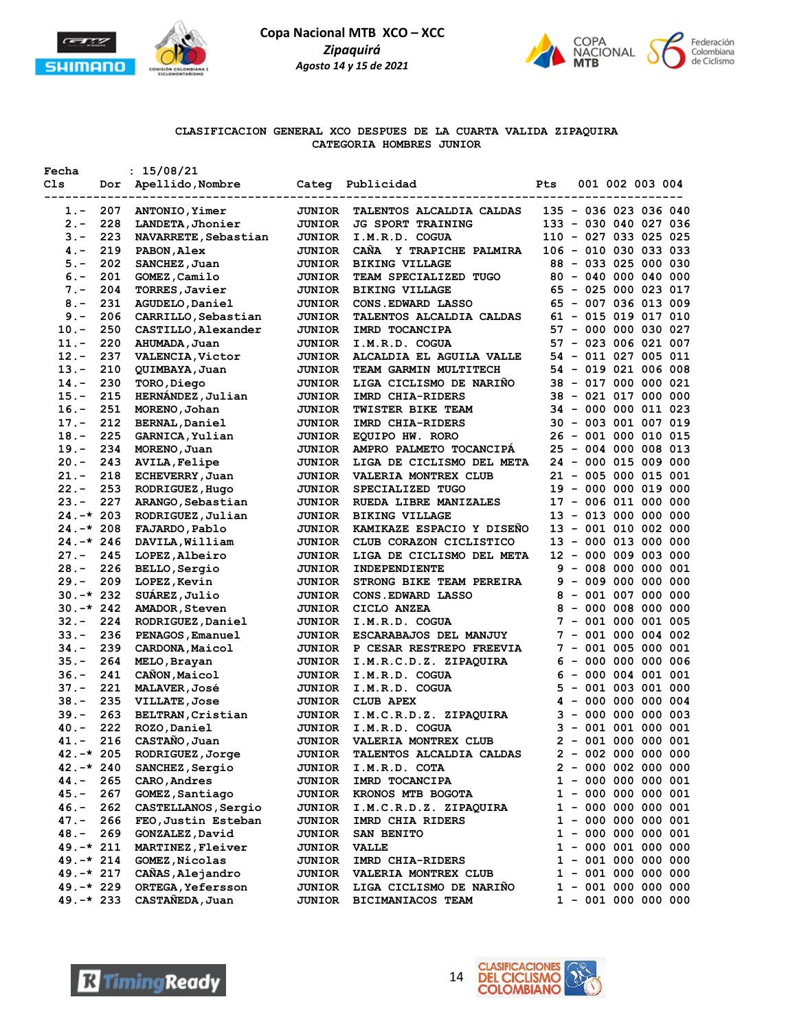**Copa Nacional MTB XCO – XCC**

***Zipaquirá***

***Agosto 14 y 15 de 2021***

### CLASIFICACION GENERAL XCO DESPUES DE LA CUARTA VALIDA ZIPAQUIRA
### CATEGORIA HOMBRES JUNIOR

Fecha : 15/08/21

| Cls | Dor | Apellido,Nombre | Categ | Publicidad | Pts | 001 | 002 | 003 | 004 |
|---|---|---|---|---|---|---|---|---|---|
| 1.- | 207 | ANTONIO,Yimer | JUNIOR | TALENTOS ALCALDIA CALDAS | 135 | 036 | 023 | 036 | 040 |
| 2.- | 228 | LANDETA,Jhonier | JUNIOR | JG SPORT TRAINING | 133 | 030 | 040 | 027 | 036 |
| 3.- | 223 | NAVARRETE,Sebastian | JUNIOR | I.M.R.D. COGUA | 110 | 027 | 033 | 025 | 025 |
| 4.- | 219 | PABON,Alex | JUNIOR | CAÑA Y TRAPICHE PALMIRA | 106 | 010 | 030 | 033 | 033 |
| 5.- | 202 | SANCHEZ,Juan | JUNIOR | BIKING VILLAGE | 88 | 033 | 025 | 000 | 030 |
| 6.- | 201 | GOMEZ,Camilo | JUNIOR | TEAM SPECIALIZED TUGO | 80 | 040 | 000 | 040 | 000 |
| 7.- | 204 | TORRES,Javier | JUNIOR | BIKING VILLAGE | 65 | 025 | 000 | 023 | 017 |
| 8.- | 231 | AGUDELO,Daniel | JUNIOR | CONS.EDWARD LASSO | 65 | 007 | 036 | 013 | 009 |
| 9.- | 206 | CARRILLO,Sebastian | JUNIOR | TALENTOS ALCALDIA CALDAS | 61 | 015 | 019 | 017 | 010 |
| 10.- | 250 | CASTILLO,Alexander | JUNIOR | IMRD TOCANCIPA | 57 | 000 | 000 | 030 | 027 |
| 11.- | 220 | AHUMADA,Juan | JUNIOR | I.M.R.D. COGUA | 57 | 023 | 006 | 021 | 007 |
| 12.- | 237 | VALENCIA,Victor | JUNIOR | ALCALDIA EL AGUILA VALLE | 54 | 011 | 027 | 005 | 011 |
| 13.- | 210 | QUIMBAYA,Juan | JUNIOR | TEAM GARMIN MULTITECH | 54 | 019 | 021 | 006 | 008 |
| 14.- | 230 | TORO,Diego | JUNIOR | LIGA CICLISMO DE NARIÑO | 38 | 017 | 000 | 000 | 021 |
| 15.- | 215 | HERNÁNDEZ,Julian | JUNIOR | IMRD CHIA-RIDERS | 38 | 021 | 017 | 000 | 000 |
| 16.- | 251 | MORENO,Johan | JUNIOR | TWISTER BIKE TEAM | 34 | 000 | 000 | 011 | 023 |
| 17.- | 212 | BERNAL,Daniel | JUNIOR | IMRD CHIA-RIDERS | 30 | 003 | 001 | 007 | 019 |
| 18.- | 225 | GARNICA,Yulian | JUNIOR | EQUIPO HW. RORO | 26 | 001 | 000 | 010 | 015 |
| 19.- | 234 | MORENO,Juan | JUNIOR | AMPRO PALMETO TOCANCIPÁ | 25 | 004 | 000 | 008 | 013 |
| 20.- | 243 | AVILA,Felipe | JUNIOR | LIGA DE CICLISMO DEL META | 24 | 000 | 015 | 009 | 000 |
| 21.- | 218 | ECHEVERRY,Juan | JUNIOR | VALERIA MONTREX CLUB | 21 | 005 | 000 | 015 | 001 |
| 22.- | 253 | RODRIGUEZ,Hugo | JUNIOR | SPECIALIZED TUGO | 19 | 000 | 000 | 019 | 000 |
| 23.- | 227 | ARANGO,Sebastian | JUNIOR | RUEDA LIBRE MANIZALES | 17 | 006 | 011 | 000 | 000 |
| 24.-* | 203 | RODRIGUEZ,Julian | JUNIOR | BIKING VILLAGE | 13 | 013 | 000 | 000 | 000 |
| 24.-* | 208 | FAJARDO,Pablo | JUNIOR | KAMIKAZE ESPACIO Y DISEÑO | 13 | 001 | 010 | 002 | 000 |
| 24.-* | 246 | DAVILA,William | JUNIOR | CLUB CORAZON CICLISTICO | 13 | 000 | 013 | 000 | 000 |
| 27.- | 245 | LOPEZ,Albeiro | JUNIOR | LIGA DE CICLISMO DEL META | 12 | 000 | 009 | 003 | 000 |
| 28.- | 226 | BELLO,Sergio | JUNIOR | INDEPENDIENTE | 9 | 008 | 000 | 000 | 001 |
| 29.- | 209 | LOPEZ,Kevin | JUNIOR | STRONG BIKE TEAM PEREIRA | 9 | 009 | 000 | 000 | 000 |
| 30.-* | 232 | SUÁREZ,Julio | JUNIOR | CONS.EDWARD LASSO | 8 | 001 | 007 | 000 | 000 |
| 30.-* | 242 | AMADOR,Steven | JUNIOR | CICLO ANZEA | 8 | 000 | 008 | 000 | 000 |
| 32.- | 224 | RODRIGUEZ,Daniel | JUNIOR | I.M.R.D. COGUA | 7 | 001 | 000 | 001 | 005 |
| 33.- | 236 | PENAGOS,Emanuel | JUNIOR | ESCARABAJOS DEL MANJUY | 7 | 001 | 000 | 004 | 002 |
| 34.- | 239 | CARDONA,Maicol | JUNIOR | P CESAR RESTREPO FREEVIA | 7 | 001 | 005 | 000 | 001 |
| 35.- | 264 | MELO,Brayan | JUNIOR | I.M.R.C.D.Z. ZIPAQUIRA | 6 | 000 | 000 | 000 | 006 |
| 36.- | 241 | CAÑON,Maicol | JUNIOR | I.M.R.D. COGUA | 6 | 000 | 004 | 001 | 001 |
| 37.- | 221 | MALAVER,José | JUNIOR | I.M.R.D. COGUA | 5 | 001 | 003 | 001 | 000 |
| 38.- | 235 | VILLATE,Jose | JUNIOR | CLUB APEX | 4 | 000 | 000 | 000 | 004 |
| 39.- | 263 | BELTRAN,Cristian | JUNIOR | I.M.C.R.D.Z. ZIPAQUIRA | 3 | 000 | 000 | 000 | 003 |
| 40.- | 222 | ROZO,Daniel | JUNIOR | I.M.R.D. COGUA | 3 | 001 | 001 | 000 | 001 |
| 41.- | 216 | CASTAÑO,Juan | JUNIOR | VALERIA MONTREX CLUB | 2 | 001 | 000 | 000 | 001 |
| 42.-* | 205 | RODRIGUEZ,Jorge | JUNIOR | TALENTOS ALCALDIA CALDAS | 2 | 002 | 000 | 000 | 000 |
| 42.-* | 240 | SANCHEZ,Sergio | JUNIOR | I.M.R.D. COTA | 2 | 000 | 002 | 000 | 000 |
| 44.- | 265 | CARO,Andres | JUNIOR | IMRD TOCANCIPA | 1 | 000 | 000 | 000 | 001 |
| 45.- | 267 | GOMEZ,Santiago | JUNIOR | KRONOS MTB BOGOTA | 1 | 000 | 000 | 000 | 001 |
| 46.- | 262 | CASTELLANOS,Sergio | JUNIOR | I.M.C.R.D.Z. ZIPAQUIRA | 1 | 000 | 000 | 000 | 001 |
| 47.- | 266 | FEO,Justin Esteban | JUNIOR | IMRD CHIA RIDERS | 1 | 000 | 000 | 000 | 001 |
| 48.- | 269 | GONZALEZ,David | JUNIOR | SAN BENITO | 1 | 000 | 000 | 000 | 001 |
| 49.-* | 211 | MARTINEZ,Fleiver | JUNIOR | VALLE | 1 | 000 | 001 | 000 | 000 |
| 49.-* | 214 | GOMEZ,Nicolas | JUNIOR | IMRD CHIA-RIDERS | 1 | 001 | 000 | 000 | 000 |
| 49.-* | 217 | CAÑAS,Alejandro | JUNIOR | VALERIA MONTREX CLUB | 1 | 001 | 000 | 000 | 000 |
| 49.-* | 229 | ORTEGA,Yefersson | JUNIOR | LIGA CICLISMO DE NARIÑO | 1 | 001 | 000 | 000 | 000 |
| 49.-* | 233 | CASTAÑEDA,Juan | JUNIOR | BICIMANIACOS TEAM | 1 | 001 | 000 | 000 | 000 |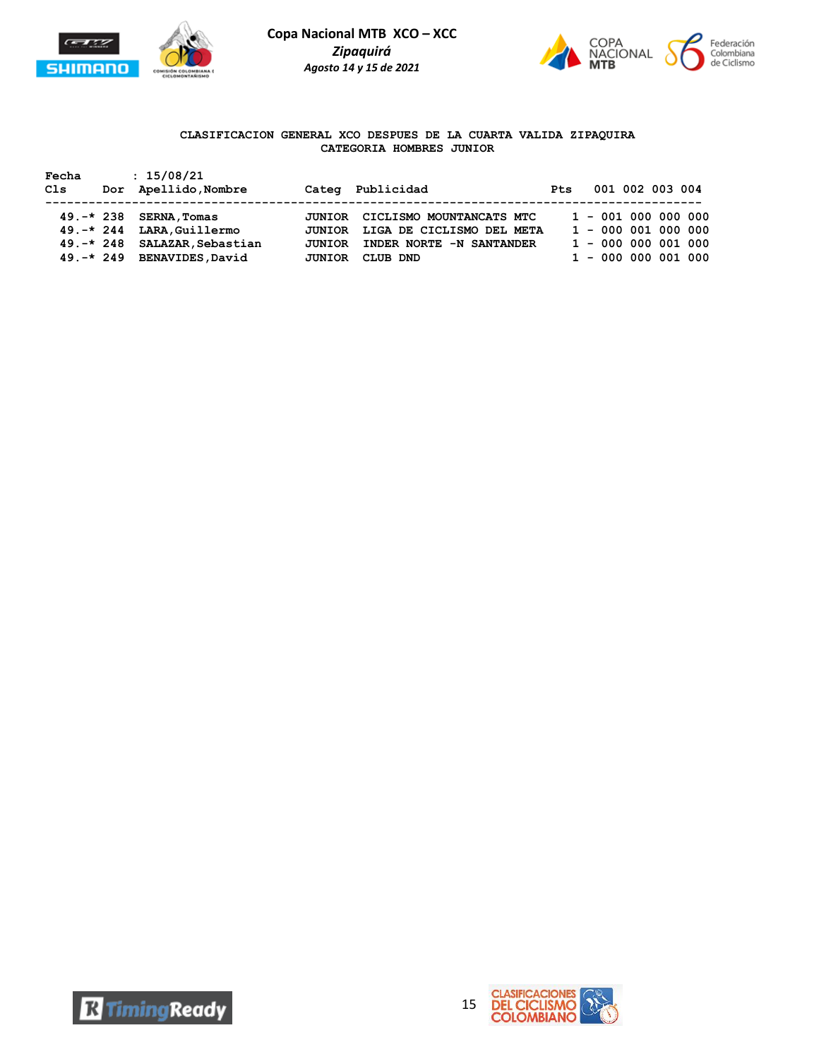**Copa Nacional MTB XCO – XCC**

***Zipaquirá***

***Agosto 14 y 15 de 2021***

**CLASIFICACION GENERAL XCO DESPUES DE LA CUARTA VALIDA ZIPAQUIRA**
**CATEGORIA HOMBRES JUNIOR**

Fecha : 15/08/21

| Cls | Dor | Apellido,Nombre | Categ | Publicidad | Pts | 001 | 002 | 003 | 004 |
|---|---|---|---|---|---|---|---|---|---|
| 49.-* | 238 | SERNA,Tomas | JUNIOR | CICLISMO MOUNTANCATS MTC | 1 - | 001 | 000 | 000 | 000 |
| 49.-* | 244 | LARA,Guillermo | JUNIOR | LIGA DE CICLISMO DEL META | 1 - | 000 | 001 | 000 | 000 |
| 49.-* | 248 | SALAZAR,Sebastian | JUNIOR | INDER NORTE -N SANTANDER | 1 - | 000 | 000 | 001 | 000 |
| 49.-* | 249 | BENAVIDES,David | JUNIOR | CLUB DND | 1 - | 000 | 000 | 001 | 000 |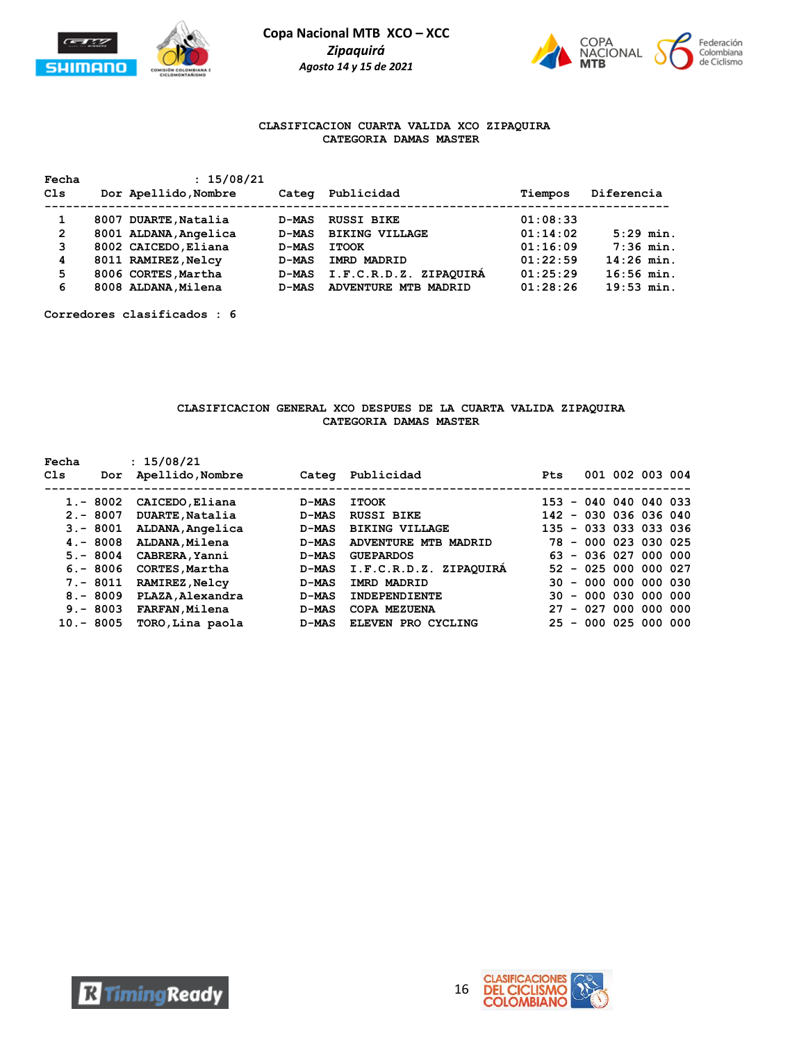Copa Nacional MTB XCO – XCC

*Zipaquirá*

*Agosto 14 y 15 de 2021*

**CLASIFICACION CUARTA VALIDA XCO ZIPAQUIRA**
**CATEGORIA DAMAS MASTER**

Fecha : 15/08/21

| Cls | Dor | Apellido,Nombre | Categ | Publicidad | Tiempos | Diferencia |
|---|---|---|---|---|---|---|
| 1 | 8007 | DUARTE,Natalia | D-MAS | RUSSI BIKE | 01:08:33 | |
| 2 | 8001 | ALDANA,Angelica | D-MAS | BIKING VILLAGE | 01:14:02 | 5:29 min. |
| 3 | 8002 | CAICEDO,Eliana | D-MAS | ITOOK | 01:16:09 | 7:36 min. |
| 4 | 8011 | RAMIREZ,Nelcy | D-MAS | IMRD MADRID | 01:22:59 | 14:26 min. |
| 5 | 8006 | CORTES,Martha | D-MAS | I.F.C.R.D.Z. ZIPAQUIRÁ | 01:25:29 | 16:56 min. |
| 6 | 8008 | ALDANA,Milena | D-MAS | ADVENTURE MTB MADRID | 01:28:26 | 19:53 min. |

Corredores clasificados : 6

**CLASIFICACION GENERAL XCO DESPUES DE LA CUARTA VALIDA ZIPAQUIRA**
**CATEGORIA DAMAS MASTER**

Fecha : 15/08/21

| Cls | Dor | Apellido,Nombre | Categ | Publicidad | Pts | 001 | 002 | 003 | 004 |
|---|---|---|---|---|---|---|---|---|---|
| 1.- | 8002 | CAICEDO,Eliana | D-MAS | ITOOK | 153 - | 040 | 040 | 040 | 033 |
| 2.- | 8007 | DUARTE,Natalia | D-MAS | RUSSI BIKE | 142 - | 030 | 036 | 036 | 040 |
| 3.- | 8001 | ALDANA,Angelica | D-MAS | BIKING VILLAGE | 135 - | 033 | 033 | 033 | 036 |
| 4.- | 8008 | ALDANA,Milena | D-MAS | ADVENTURE MTB MADRID | 78 - | 000 | 023 | 030 | 025 |
| 5.- | 8004 | CABRERA,Yanni | D-MAS | GUEPARDOS | 63 - | 036 | 027 | 000 | 000 |
| 6.- | 8006 | CORTES,Martha | D-MAS | I.F.C.R.D.Z. ZIPAQUIRÁ | 52 - | 025 | 000 | 000 | 027 |
| 7.- | 8011 | RAMIREZ,Nelcy | D-MAS | IMRD MADRID | 30 - | 000 | 000 | 000 | 030 |
| 8.- | 8009 | PLAZA,Alexandra | D-MAS | INDEPENDIENTE | 30 - | 000 | 030 | 000 | 000 |
| 9.- | 8003 | FARFAN,Milena | D-MAS | COPA MEZUENA | 27 - | 027 | 000 | 000 | 000 |
| 10.- | 8005 | TORO,Lina paola | D-MAS | ELEVEN PRO CYCLING | 25 - | 000 | 025 | 000 | 000 |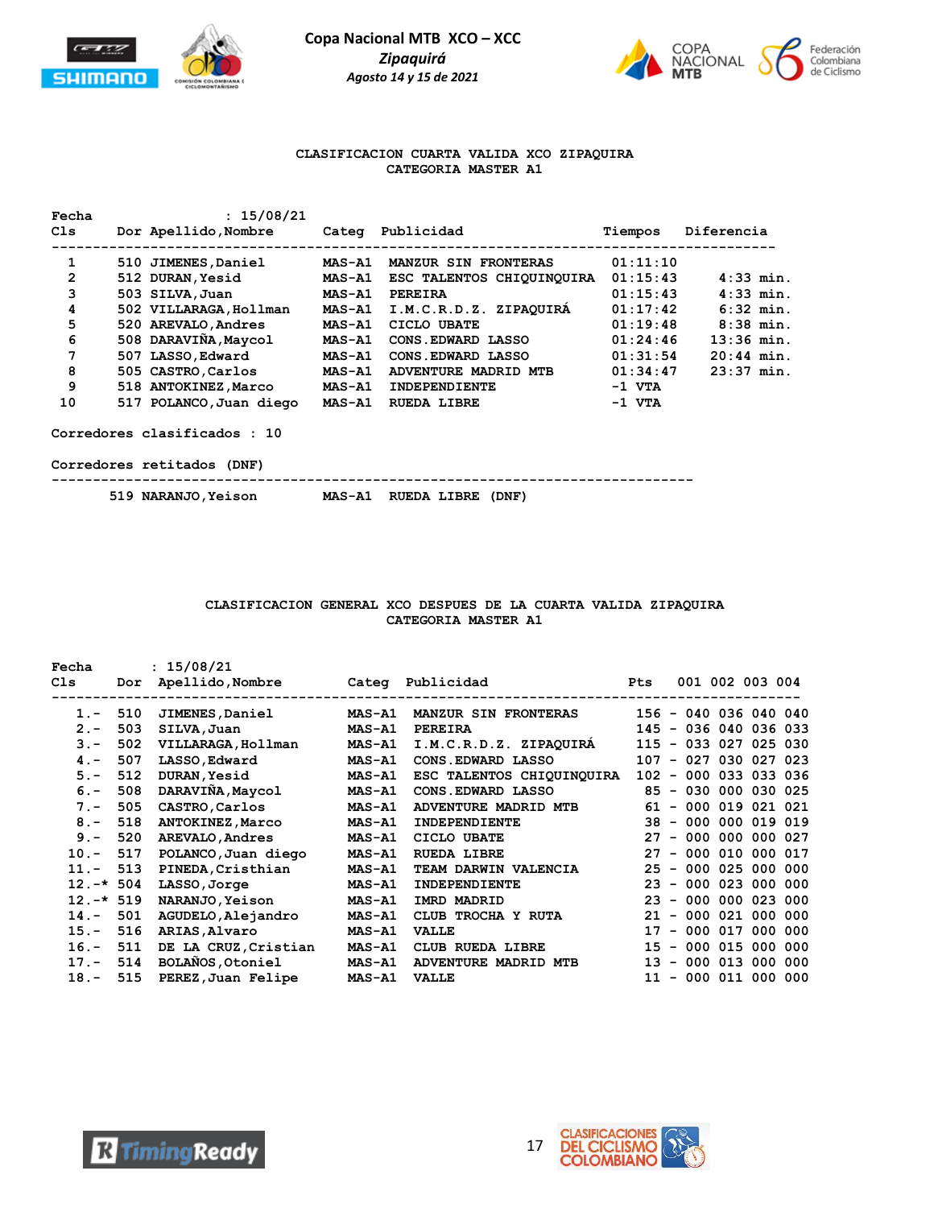**Copa Nacional MTB XCO – XCC**
*Zipaquirá*
*Agosto 14 y 15 de 2021*

## CLASIFICACION CUARTA VALIDA XCO ZIPAQUIRA
### CATEGORIA MASTER A1

Fecha : 15/08/21

| Cls | Dor | Apellido,Nombre | Categ | Publicidad | Tiempos | Diferencia |
|---|---|---|---|---|---|---|
| 1 | 510 | JIMENES,Daniel | MAS-A1 | MANZUR SIN FRONTERAS | 01:11:10 | |
| 2 | 512 | DURAN,Yesid | MAS-A1 | ESC TALENTOS CHIQUINQUIRA | 01:15:43 | 4:33 min. |
| 3 | 503 | SILVA,Juan | MAS-A1 | PEREIRA | 01:15:43 | 4:33 min. |
| 4 | 502 | VILLARAGA,Hollman | MAS-A1 | I.M.C.R.D.Z. ZIPAQUIRÁ | 01:17:42 | 6:32 min. |
| 5 | 520 | AREVALO,Andres | MAS-A1 | CICLO UBATE | 01:19:48 | 8:38 min. |
| 6 | 508 | DARAVIÑA,Maycol | MAS-A1 | CONS.EDWARD LASSO | 01:24:46 | 13:36 min. |
| 7 | 507 | LASSO,Edward | MAS-A1 | CONS.EDWARD LASSO | 01:31:54 | 20:44 min. |
| 8 | 505 | CASTRO,Carlos | MAS-A1 | ADVENTURE MADRID MTB | 01:34:47 | 23:37 min. |
| 9 | 518 | ANTOKINEZ,Marco | MAS-A1 | INDEPENDIENTE | -1 VTA | |
| 10 | 517 | POLANCO,Juan diego | MAS-A1 | RUEDA LIBRE | -1 VTA | |

Corredores clasificados : 10

Corredores retitados (DNF)

| Dor | Apellido,Nombre | Categ | Publicidad |
|---|---|---|---|
| 519 | NARANJO,Yeison | MAS-A1 | RUEDA LIBRE (DNF) |

## CLASIFICACION GENERAL XCO DESPUES DE LA CUARTA VALIDA ZIPAQUIRA
### CATEGORIA MASTER A1

Fecha : 15/08/21

| Cls | Dor | Apellido,Nombre | Categ | Publicidad | Pts | | 001 | 002 | 003 | 004 |
|---|---|---|---|---|---|---|---|---|---|---|
| 1.- | 510 | JIMENES,Daniel | MAS-A1 | MANZUR SIN FRONTERAS | 156 | - | 040 | 036 | 040 | 040 |
| 2.- | 503 | SILVA,Juan | MAS-A1 | PEREIRA | 145 | - | 036 | 040 | 036 | 033 |
| 3.- | 502 | VILLARAGA,Hollman | MAS-A1 | I.M.C.R.D.Z. ZIPAQUIRÁ | 115 | - | 033 | 027 | 025 | 030 |
| 4.- | 507 | LASSO,Edward | MAS-A1 | CONS.EDWARD LASSO | 107 | - | 027 | 030 | 027 | 023 |
| 5.- | 512 | DURAN,Yesid | MAS-A1 | ESC TALENTOS CHIQUINQUIRA | 102 | - | 000 | 033 | 033 | 036 |
| 6.- | 508 | DARAVIÑA,Maycol | MAS-A1 | CONS.EDWARD LASSO | 85 | - | 030 | 000 | 030 | 025 |
| 7.- | 505 | CASTRO,Carlos | MAS-A1 | ADVENTURE MADRID MTB | 61 | - | 000 | 019 | 021 | 021 |
| 8.- | 518 | ANTOKINEZ,Marco | MAS-A1 | INDEPENDIENTE | 38 | - | 000 | 000 | 019 | 019 |
| 9.- | 520 | AREVALO,Andres | MAS-A1 | CICLO UBATE | 27 | - | 000 | 000 | 000 | 027 |
| 10.- | 517 | POLANCO,Juan diego | MAS-A1 | RUEDA LIBRE | 27 | - | 000 | 010 | 000 | 017 |
| 11.- | 513 | PINEDA,Cristhian | MAS-A1 | TEAM DARWIN VALENCIA | 25 | - | 000 | 025 | 000 | 000 |
| 12.-* | 504 | LASSO,Jorge | MAS-A1 | INDEPENDIENTE | 23 | - | 000 | 023 | 000 | 000 |
| 12.-* | 519 | NARANJO,Yeison | MAS-A1 | IMRD MADRID | 23 | - | 000 | 000 | 023 | 000 |
| 14.- | 501 | AGUDELO,Alejandro | MAS-A1 | CLUB TROCHA Y RUTA | 21 | - | 000 | 021 | 000 | 000 |
| 15.- | 516 | ARIAS,Alvaro | MAS-A1 | VALLE | 17 | - | 000 | 017 | 000 | 000 |
| 16.- | 511 | DE LA CRUZ,Cristian | MAS-A1 | CLUB RUEDA LIBRE | 15 | - | 000 | 015 | 000 | 000 |
| 17.- | 514 | BOLAÑOS,Otoniel | MAS-A1 | ADVENTURE MADRID MTB | 13 | - | 000 | 013 | 000 | 000 |
| 18.- | 515 | PEREZ,Juan Felipe | MAS-A1 | VALLE | 11 | - | 000 | 011 | 000 | 000 |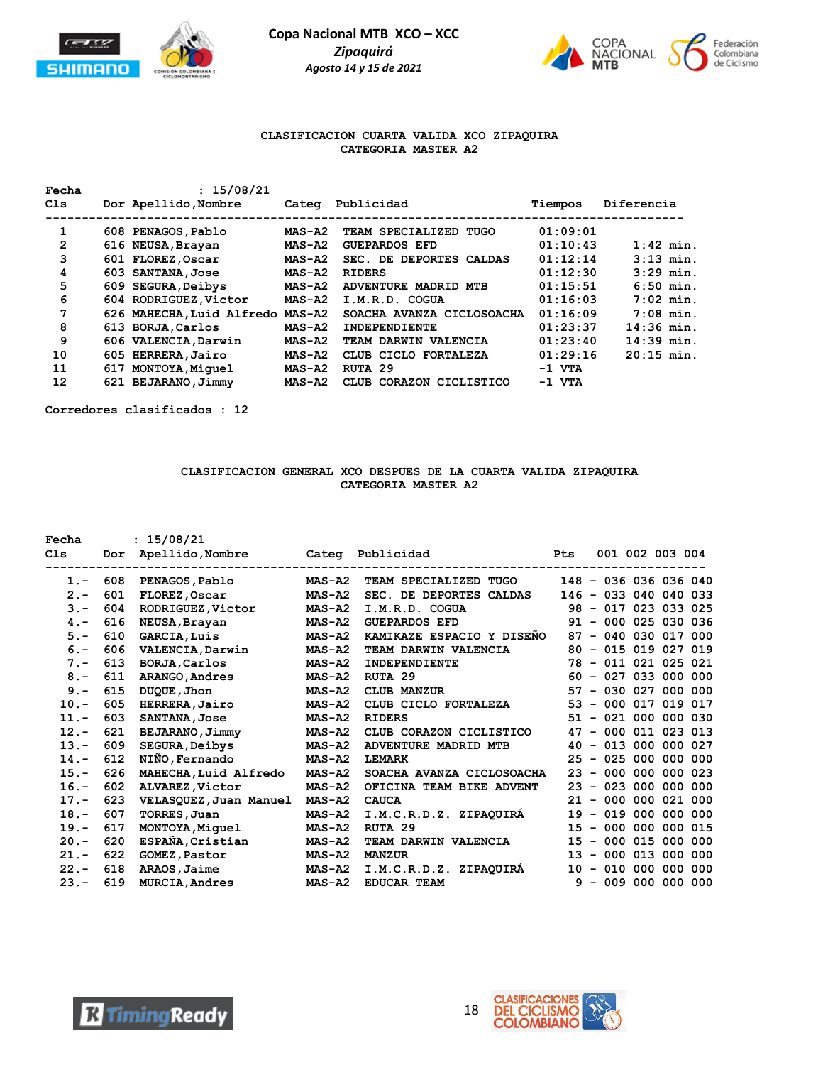Copa Nacional MTB XCO – XCC
*Zipaquirá*
*Agosto 14 y 15 de 2021*

## CLASIFICACION CUARTA VALIDA XCO ZIPAQUIRA
## CATEGORIA MASTER A2

Fecha : 15/08/21

| Cls | Dor | Apellido,Nombre | Categ | Publicidad | Tiempos | Diferencia |
|---|---|---|---|---|---|---|
| 1 | 608 | PENAGOS,Pablo | MAS-A2 | TEAM SPECIALIZED TUGO | 01:09:01 | |
| 2 | 616 | NEUSA,Brayan | MAS-A2 | GUEPARDOS EFD | 01:10:43 | 1:42 min. |
| 3 | 601 | FLOREZ,Oscar | MAS-A2 | SEC. DE DEPORTES CALDAS | 01:12:14 | 3:13 min. |
| 4 | 603 | SANTANA,Jose | MAS-A2 | RIDERS | 01:12:30 | 3:29 min. |
| 5 | 609 | SEGURA,Deibys | MAS-A2 | ADVENTURE MADRID MTB | 01:15:51 | 6:50 min. |
| 6 | 604 | RODRIGUEZ,Victor | MAS-A2 | I.M.R.D. COGUA | 01:16:03 | 7:02 min. |
| 7 | 626 | MAHECHA,Luid Alfredo | MAS-A2 | SOACHA AVANZA CICLOSOACHA | 01:16:09 | 7:08 min. |
| 8 | 613 | BORJA,Carlos | MAS-A2 | INDEPENDIENTE | 01:23:37 | 14:36 min. |
| 9 | 606 | VALENCIA,Darwin | MAS-A2 | TEAM DARWIN VALENCIA | 01:23:40 | 14:39 min. |
| 10 | 605 | HERRERA,Jairo | MAS-A2 | CLUB CICLO FORTALEZA | 01:29:16 | 20:15 min. |
| 11 | 617 | MONTOYA,Miguel | MAS-A2 | RUTA 29 | -1 VTA | |
| 12 | 621 | BEJARANO,Jimmy | MAS-A2 | CLUB CORAZON CICLISTICO | -1 VTA | |

Corredores clasificados : 12

## CLASIFICACION GENERAL XCO DESPUES DE LA CUARTA VALIDA ZIPAQUIRA
## CATEGORIA MASTER A2

Fecha : 15/08/21

| Cls | Dor | Apellido,Nombre | Categ | Publicidad | Pts | 001 | 002 | 003 | 004 |
|---|---|---|---|---|---|---|---|---|---|
| 1.- | 608 | PENAGOS,Pablo | MAS-A2 | TEAM SPECIALIZED TUGO | 148 - | 036 | 036 | 036 | 040 |
| 2.- | 601 | FLOREZ,Oscar | MAS-A2 | SEC. DE DEPORTES CALDAS | 146 - | 033 | 040 | 040 | 033 |
| 3.- | 604 | RODRIGUEZ,Victor | MAS-A2 | I.M.R.D. COGUA | 98 - | 017 | 023 | 033 | 025 |
| 4.- | 616 | NEUSA,Brayan | MAS-A2 | GUEPARDOS EFD | 91 - | 000 | 025 | 030 | 036 |
| 5.- | 610 | GARCIA,Luis | MAS-A2 | KAMIKAZE ESPACIO Y DISEÑO | 87 - | 040 | 030 | 017 | 000 |
| 6.- | 606 | VALENCIA,Darwin | MAS-A2 | TEAM DARWIN VALENCIA | 80 - | 015 | 019 | 027 | 019 |
| 7.- | 613 | BORJA,Carlos | MAS-A2 | INDEPENDIENTE | 78 - | 011 | 021 | 025 | 021 |
| 8.- | 611 | ARANGO,Andres | MAS-A2 | RUTA 29 | 60 - | 027 | 033 | 000 | 000 |
| 9.- | 615 | DUQUE,Jhon | MAS-A2 | CLUB MANZUR | 57 - | 030 | 027 | 000 | 000 |
| 10.- | 605 | HERRERA,Jairo | MAS-A2 | CLUB CICLO FORTALEZA | 53 - | 000 | 017 | 019 | 017 |
| 11.- | 603 | SANTANA,Jose | MAS-A2 | RIDERS | 51 - | 021 | 000 | 000 | 030 |
| 12.- | 621 | BEJARANO,Jimmy | MAS-A2 | CLUB CORAZON CICLISTICO | 47 - | 000 | 011 | 023 | 013 |
| 13.- | 609 | SEGURA,Deibys | MAS-A2 | ADVENTURE MADRID MTB | 40 - | 013 | 000 | 000 | 027 |
| 14.- | 612 | NIÑO,Fernando | MAS-A2 | LEMARK | 25 - | 025 | 000 | 000 | 000 |
| 15.- | 626 | MAHECHA,Luid Alfredo | MAS-A2 | SOACHA AVANZA CICLOSOACHA | 23 - | 000 | 000 | 000 | 023 |
| 16.- | 602 | ALVAREZ,Victor | MAS-A2 | OFICINA TEAM BIKE ADVENT | 23 - | 023 | 000 | 000 | 000 |
| 17.- | 623 | VELASQUEZ,Juan Manuel | MAS-A2 | CAUCA | 21 - | 000 | 000 | 021 | 000 |
| 18.- | 607 | TORRES,Juan | MAS-A2 | I.M.C.R.D.Z. ZIPAQUIRÁ | 19 - | 019 | 000 | 000 | 000 |
| 19.- | 617 | MONTOYA,Miguel | MAS-A2 | RUTA 29 | 15 - | 000 | 000 | 000 | 015 |
| 20.- | 620 | ESPAÑA,Cristian | MAS-A2 | TEAM DARWIN VALENCIA | 15 - | 000 | 015 | 000 | 000 |
| 21.- | 622 | GOMEZ,Pastor | MAS-A2 | MANZUR | 13 - | 000 | 013 | 000 | 000 |
| 22.- | 618 | ARAOS,Jaime | MAS-A2 | I.M.C.R.D.Z. ZIPAQUIRÁ | 10 - | 010 | 000 | 000 | 000 |
| 23.- | 619 | MURCIA,Andres | MAS-A2 | EDUCAR TEAM | 9 - | 009 | 000 | 000 | 000 |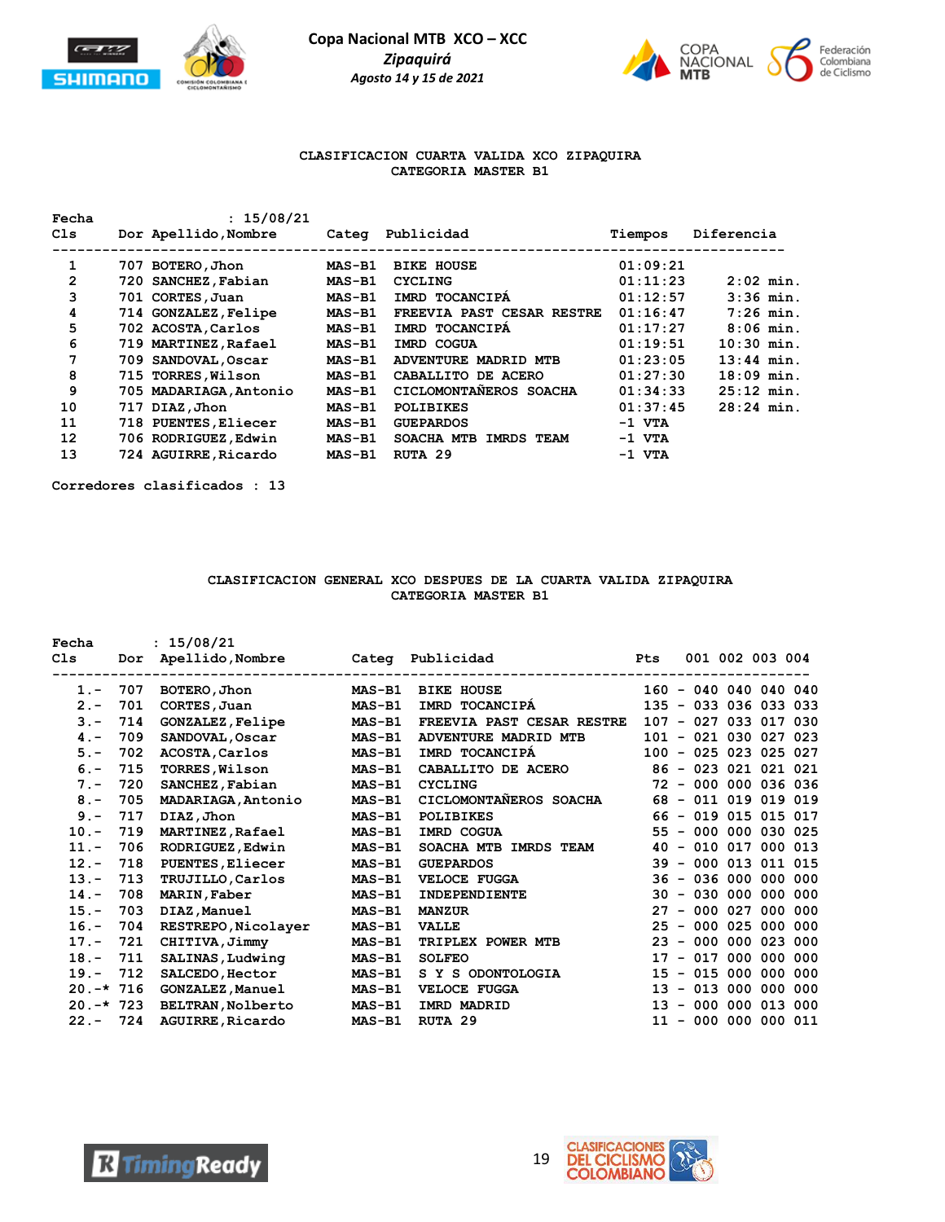Copa Nacional MTB XCO – XCC
*Zipaquirá*
*Agosto 14 y 15 de 2021*

**CLASIFICACION CUARTA VALIDA XCO ZIPAQUIRA**
**CATEGORIA MASTER B1**

Fecha : 15/08/21

| Cls | Dor | Apellido,Nombre | Categ | Publicidad | Tiempos | Diferencia |
|---|---|---|---|---|---|---|
| 1 | 707 | BOTERO,Jhon | MAS-B1 | BIKE HOUSE | 01:09:21 | |
| 2 | 720 | SANCHEZ,Fabian | MAS-B1 | CYCLING | 01:11:23 | 2:02 min. |
| 3 | 701 | CORTES,Juan | MAS-B1 | IMRD TOCANCIPÁ | 01:12:57 | 3:36 min. |
| 4 | 714 | GONZALEZ,Felipe | MAS-B1 | FREEVIA PAST CESAR RESTRE | 01:16:47 | 7:26 min. |
| 5 | 702 | ACOSTA,Carlos | MAS-B1 | IMRD TOCANCIPÁ | 01:17:27 | 8:06 min. |
| 6 | 719 | MARTINEZ,Rafael | MAS-B1 | IMRD COGUA | 01:19:51 | 10:30 min. |
| 7 | 709 | SANDOVAL,Oscar | MAS-B1 | ADVENTURE MADRID MTB | 01:23:05 | 13:44 min. |
| 8 | 715 | TORRES,Wilson | MAS-B1 | CABALLITO DE ACERO | 01:27:30 | 18:09 min. |
| 9 | 705 | MADARIAGA,Antonio | MAS-B1 | CICLOMONTAÑEROS SOACHA | 01:34:33 | 25:12 min. |
| 10 | 717 | DIAZ,Jhon | MAS-B1 | POLIBIKES | 01:37:45 | 28:24 min. |
| 11 | 718 | PUENTES,Eliecer | MAS-B1 | GUEPARDOS | -1 VTA | |
| 12 | 706 | RODRIGUEZ,Edwin | MAS-B1 | SOACHA MTB IMRDS TEAM | -1 VTA | |
| 13 | 724 | AGUIRRE,Ricardo | MAS-B1 | RUTA 29 | -1 VTA | |

Corredores clasificados : 13

**CLASIFICACION GENERAL XCO DESPUES DE LA CUARTA VALIDA ZIPAQUIRA**
**CATEGORIA MASTER B1**

Fecha : 15/08/21

| Cls | Dor | Apellido,Nombre | Categ | Publicidad | Pts | 001 | 002 | 003 | 004 |
|---|---|---|---|---|---|---|---|---|---|
| 1.- | 707 | BOTERO,Jhon | MAS-B1 | BIKE HOUSE | 160 - | 040 | 040 | 040 | 040 |
| 2.- | 701 | CORTES,Juan | MAS-B1 | IMRD TOCANCIPÁ | 135 - | 033 | 036 | 033 | 033 |
| 3.- | 714 | GONZALEZ,Felipe | MAS-B1 | FREEVIA PAST CESAR RESTRE | 107 - | 027 | 033 | 017 | 030 |
| 4.- | 709 | SANDOVAL,Oscar | MAS-B1 | ADVENTURE MADRID MTB | 101 - | 021 | 030 | 027 | 023 |
| 5.- | 702 | ACOSTA,Carlos | MAS-B1 | IMRD TOCANCIPÁ | 100 - | 025 | 023 | 025 | 027 |
| 6.- | 715 | TORRES,Wilson | MAS-B1 | CABALLITO DE ACERO | 86 - | 023 | 021 | 021 | 021 |
| 7.- | 720 | SANCHEZ,Fabian | MAS-B1 | CYCLING | 72 - | 000 | 000 | 036 | 036 |
| 8.- | 705 | MADARIAGA,Antonio | MAS-B1 | CICLOMONTAÑEROS SOACHA | 68 - | 011 | 019 | 019 | 019 |
| 9.- | 717 | DIAZ,Jhon | MAS-B1 | POLIBIKES | 66 - | 019 | 015 | 015 | 017 |
| 10.- | 719 | MARTINEZ,Rafael | MAS-B1 | IMRD COGUA | 55 - | 000 | 000 | 030 | 025 |
| 11.- | 706 | RODRIGUEZ,Edwin | MAS-B1 | SOACHA MTB IMRDS TEAM | 40 - | 010 | 017 | 000 | 013 |
| 12.- | 718 | PUENTES,Eliecer | MAS-B1 | GUEPARDOS | 39 - | 000 | 013 | 011 | 015 |
| 13.- | 713 | TRUJILLO,Carlos | MAS-B1 | VELOCE FUGGA | 36 - | 036 | 000 | 000 | 000 |
| 14.- | 708 | MARIN,Faber | MAS-B1 | INDEPENDIENTE | 30 - | 030 | 000 | 000 | 000 |
| 15.- | 703 | DIAZ,Manuel | MAS-B1 | MANZUR | 27 - | 000 | 027 | 000 | 000 |
| 16.- | 704 | RESTREPO,Nicolayer | MAS-B1 | VALLE | 25 - | 000 | 025 | 000 | 000 |
| 17.- | 721 | CHITIVA,Jimmy | MAS-B1 | TRIPLEX POWER MTB | 23 - | 000 | 000 | 023 | 000 |
| 18.- | 711 | SALINAS,Ludwing | MAS-B1 | SOLFEO | 17 - | 017 | 000 | 000 | 000 |
| 19.- | 712 | SALCEDO,Hector | MAS-B1 | S Y S ODONTOLOGIA | 15 - | 015 | 000 | 000 | 000 |
| 20.-* | 716 | GONZALEZ,Manuel | MAS-B1 | VELOCE FUGGA | 13 - | 013 | 000 | 000 | 000 |
| 20.-* | 723 | BELTRAN,Nolberto | MAS-B1 | IMRD MADRID | 13 - | 000 | 000 | 013 | 000 |
| 22.- | 724 | AGUIRRE,Ricardo | MAS-B1 | RUTA 29 | 11 - | 000 | 000 | 000 | 011 |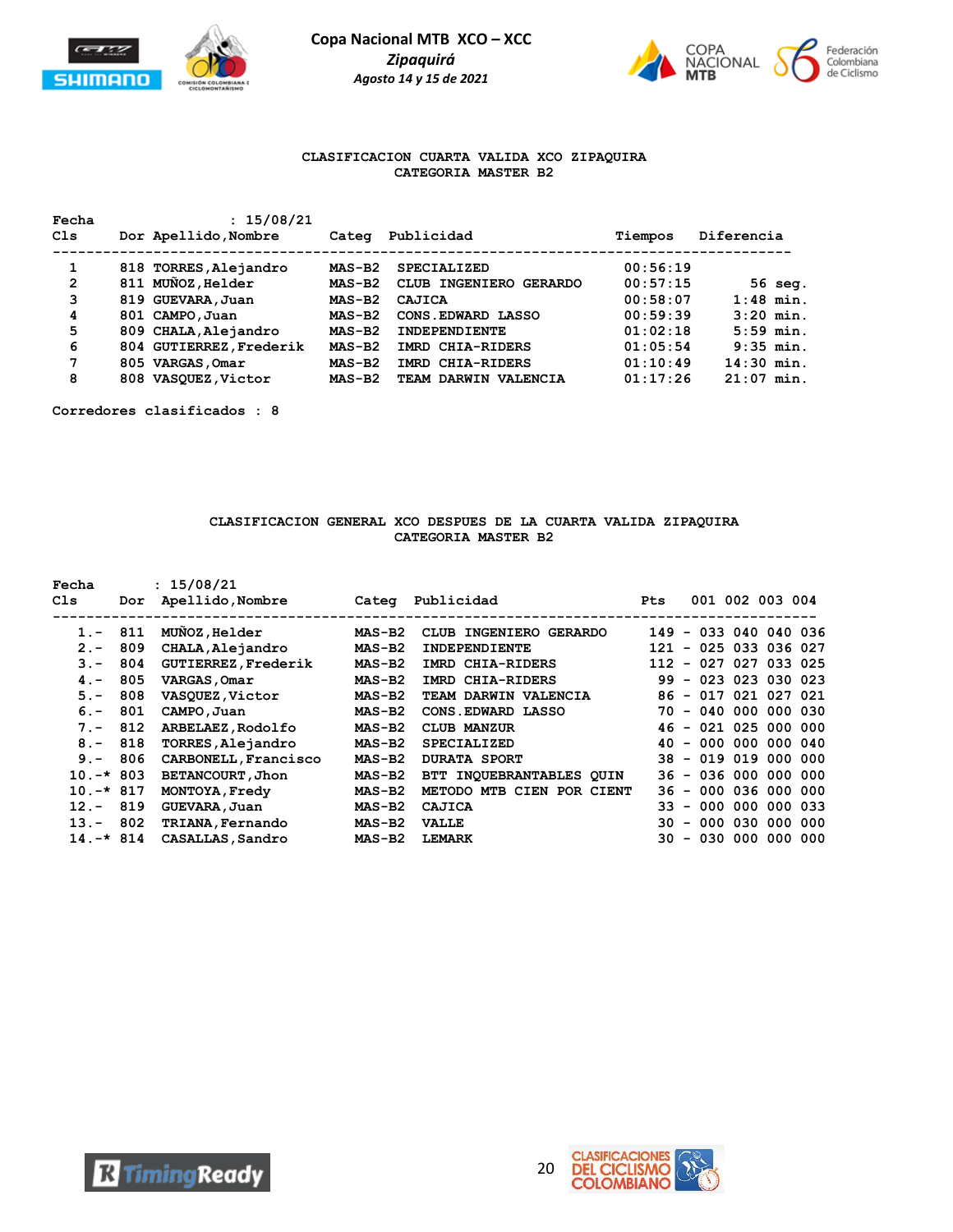# Copa Nacional MTB XCO – XCC

*Zipaquirá*

*Agosto 14 y 15 de 2021*

## CLASIFICACION CUARTA VALIDA XCO ZIPAQUIRA
### CATEGORIA MASTER B2

Fecha : 15/08/21

| Cls | Dor | Apellido,Nombre | Categ | Publicidad | Tiempos | Diferencia |
|---|---|---|---|---|---|---|
| 1 | 818 | TORRES,Alejandro | MAS-B2 | SPECIALIZED | 00:56:19 | |
| 2 | 811 | MUÑOZ,Helder | MAS-B2 | CLUB INGENIERO GERARDO | 00:57:15 | 56 seg. |
| 3 | 819 | GUEVARA,Juan | MAS-B2 | CAJICA | 00:58:07 | 1:48 min. |
| 4 | 801 | CAMPO,Juan | MAS-B2 | CONS.EDWARD LASSO | 00:59:39 | 3:20 min. |
| 5 | 809 | CHALA,Alejandro | MAS-B2 | INDEPENDIENTE | 01:02:18 | 5:59 min. |
| 6 | 804 | GUTIERREZ,Frederik | MAS-B2 | IMRD CHIA-RIDERS | 01:05:54 | 9:35 min. |
| 7 | 805 | VARGAS,Omar | MAS-B2 | IMRD CHIA-RIDERS | 01:10:49 | 14:30 min. |
| 8 | 808 | VASQUEZ,Victor | MAS-B2 | TEAM DARWIN VALENCIA | 01:17:26 | 21:07 min. |

Corredores clasificados : 8

## CLASIFICACION GENERAL XCO DESPUES DE LA CUARTA VALIDA ZIPAQUIRA
### CATEGORIA MASTER B2

Fecha : 15/08/21

| Cls | Dor | Apellido,Nombre | Categ | Publicidad | Pts | 001 | 002 | 003 | 004 |
|---|---|---|---|---|---|---|---|---|---|
| 1.- | 811 | MUÑOZ,Helder | MAS-B2 | CLUB INGENIERO GERARDO | 149 - | 033 | 040 | 040 | 036 |
| 2.- | 809 | CHALA,Alejandro | MAS-B2 | INDEPENDIENTE | 121 - | 025 | 033 | 036 | 027 |
| 3.- | 804 | GUTIERREZ,Frederik | MAS-B2 | IMRD CHIA-RIDERS | 112 - | 027 | 027 | 033 | 025 |
| 4.- | 805 | VARGAS,Omar | MAS-B2 | IMRD CHIA-RIDERS | 99 - | 023 | 023 | 030 | 023 |
| 5.- | 808 | VASQUEZ,Victor | MAS-B2 | TEAM DARWIN VALENCIA | 86 - | 017 | 021 | 027 | 021 |
| 6.- | 801 | CAMPO,Juan | MAS-B2 | CONS.EDWARD LASSO | 70 - | 040 | 000 | 000 | 030 |
| 7.- | 812 | ARBELAEZ,Rodolfo | MAS-B2 | CLUB MANZUR | 46 - | 021 | 025 | 000 | 000 |
| 8.- | 818 | TORRES,Alejandro | MAS-B2 | SPECIALIZED | 40 - | 000 | 000 | 000 | 040 |
| 9.- | 806 | CARBONELL,Francisco | MAS-B2 | DURATA SPORT | 38 - | 019 | 019 | 000 | 000 |
| 10.-* | 803 | BETANCOURT,Jhon | MAS-B2 | BTT INQUEBRANTABLES QUIN | 36 - | 036 | 000 | 000 | 000 |
| 10.-* | 817 | MONTOYA,Fredy | MAS-B2 | METODO MTB CIEN POR CIENT | 36 - | 000 | 036 | 000 | 000 |
| 12.- | 819 | GUEVARA,Juan | MAS-B2 | CAJICA | 33 - | 000 | 000 | 000 | 033 |
| 13.- | 802 | TRIANA,Fernando | MAS-B2 | VALLE | 30 - | 000 | 030 | 000 | 000 |
| 14.-* | 814 | CASALLAS,Sandro | MAS-B2 | LEMARK | 30 - | 030 | 000 | 000 | 000 |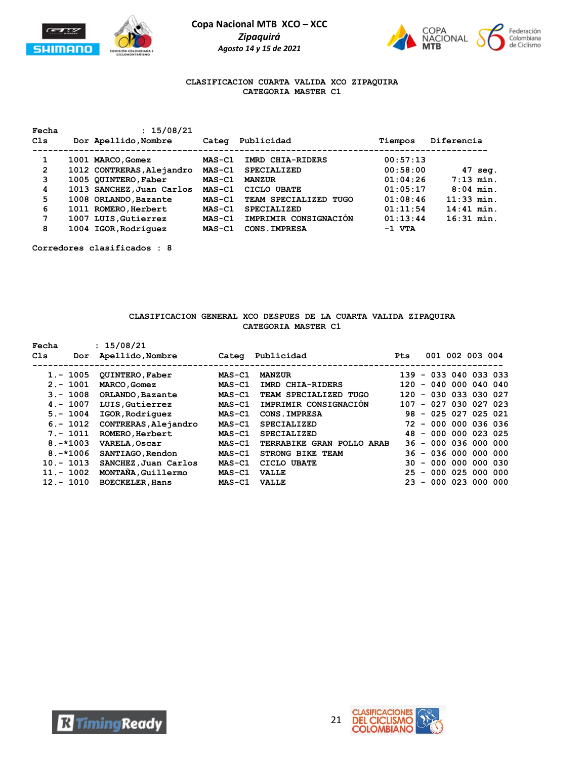Copa Nacional MTB XCO – XCC

*Zipaquirá*

*Agosto 14 y 15 de 2021*

## CLASIFICACION CUARTA VALIDA XCO ZIPAQUIRA
## CATEGORIA MASTER C1

Fecha : 15/08/21

| Cls | Dor | Apellido,Nombre | Categ | Publicidad | Tiempos | Diferencia |
|---|---|---|---|---|---|---|
| 1 | 1001 | MARCO,Gomez | MAS-C1 | IMRD CHIA-RIDERS | 00:57:13 | |
| 2 | 1012 | CONTRERAS,Alejandro | MAS-C1 | SPECIALIZED | 00:58:00 | 47 seg. |
| 3 | 1005 | QUINTERO,Faber | MAS-C1 | MANZUR | 01:04:26 | 7:13 min. |
| 4 | 1013 | SANCHEZ,Juan Carlos | MAS-C1 | CICLO UBATE | 01:05:17 | 8:04 min. |
| 5 | 1008 | ORLANDO,Bazante | MAS-C1 | TEAM SPECIALIZED TUGO | 01:08:46 | 11:33 min. |
| 6 | 1011 | ROMERO,Herbert | MAS-C1 | SPECIALIZED | 01:11:54 | 14:41 min. |
| 7 | 1007 | LUIS,Gutierrez | MAS-C1 | IMPRIMIR CONSIGNACIÓN | 01:13:44 | 16:31 min. |
| 8 | 1004 | IGOR,Rodriguez | MAS-C1 | CONS.IMPRESA | -1 VTA | |

Corredores clasificados : 8

## CLASIFICACION GENERAL XCO DESPUES DE LA CUARTA VALIDA ZIPAQUIRA
## CATEGORIA MASTER C1

Fecha : 15/08/21

| Cls | Dor | Apellido,Nombre | Categ | Publicidad | Pts | 001 | 002 | 003 | 004 |
|---|---|---|---|---|---|---|---|---|---|
| 1.- | 1005 | QUINTERO,Faber | MAS-C1 | MANZUR | 139 - | 033 | 040 | 033 | 033 |
| 2.- | 1001 | MARCO,Gomez | MAS-C1 | IMRD CHIA-RIDERS | 120 - | 040 | 000 | 040 | 040 |
| 3.- | 1008 | ORLANDO,Bazante | MAS-C1 | TEAM SPECIALIZED TUGO | 120 - | 030 | 033 | 030 | 027 |
| 4.- | 1007 | LUIS,Gutierrez | MAS-C1 | IMPRIMIR CONSIGNACIÓN | 107 - | 027 | 030 | 027 | 023 |
| 5.- | 1004 | IGOR,Rodriguez | MAS-C1 | CONS.IMPRESA | 98 - | 025 | 027 | 025 | 021 |
| 6.- | 1012 | CONTRERAS,Alejandro | MAS-C1 | SPECIALIZED | 72 - | 000 | 000 | 036 | 036 |
| 7.- | 1011 | ROMERO,Herbert | MAS-C1 | SPECIALIZED | 48 - | 000 | 000 | 023 | 025 |
| 8.- | *1003 | VARELA,Oscar | MAS-C1 | TERRABIKE GRAN POLLO ARAB | 36 - | 000 | 036 | 000 | 000 |
| 8.- | *1006 | SANTIAGO,Rendon | MAS-C1 | STRONG BIKE TEAM | 36 - | 036 | 000 | 000 | 000 |
| 10.- | 1013 | SANCHEZ,Juan Carlos | MAS-C1 | CICLO UBATE | 30 - | 000 | 000 | 000 | 030 |
| 11.- | 1002 | MONTAÑA,Guillermo | MAS-C1 | VALLE | 25 - | 000 | 025 | 000 | 000 |
| 12.- | 1010 | BOECKELER,Hans | MAS-C1 | VALLE | 23 - | 000 | 023 | 000 | 000 |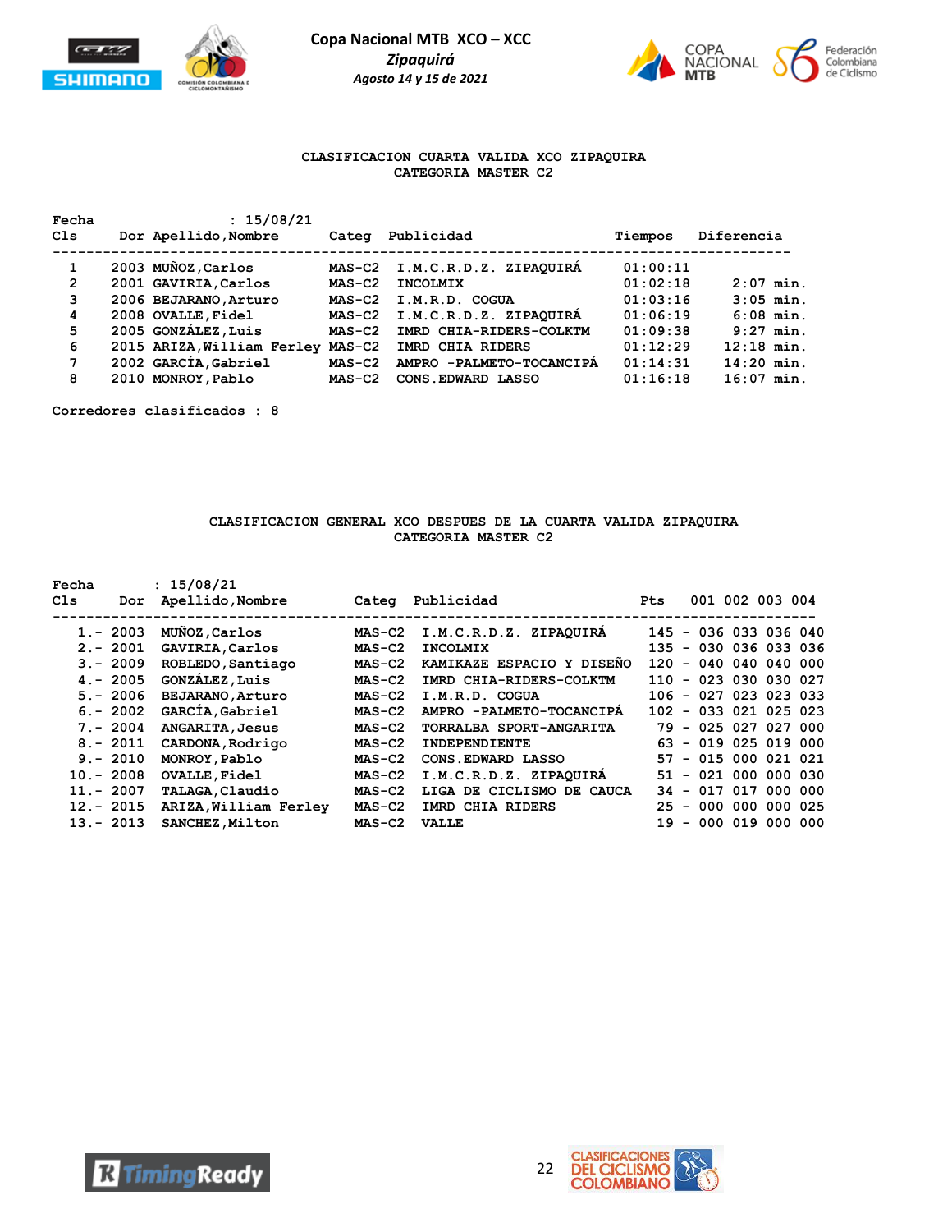Copa Nacional MTB XCO – XCC

*Zipaquirá*

*Agosto 14 y 15 de 2021*

**CLASIFICACION CUARTA VALIDA XCO ZIPAQUIRA**
**CATEGORIA MASTER C2**

Fecha : 15/08/21

| Cls | Dor | Apellido,Nombre | Categ | Publicidad | Tiempos | Diferencia |
|---|---|---|---|---|---|---|
| 1 | 2003 | MUÑOZ,Carlos | MAS-C2 | I.M.C.R.D.Z. ZIPAQUIRÁ | 01:00:11 | |
| 2 | 2001 | GAVIRIA,Carlos | MAS-C2 | INCOLMIX | 01:02:18 | 2:07 min. |
| 3 | 2006 | BEJARANO,Arturo | MAS-C2 | I.M.R.D. COGUA | 01:03:16 | 3:05 min. |
| 4 | 2008 | OVALLE,Fidel | MAS-C2 | I.M.C.R.D.Z. ZIPAQUIRÁ | 01:06:19 | 6:08 min. |
| 5 | 2005 | GONZÁLEZ,Luis | MAS-C2 | IMRD CHIA-RIDERS-COLKTM | 01:09:38 | 9:27 min. |
| 6 | 2015 | ARIZA,William Ferley | MAS-C2 | IMRD CHIA RIDERS | 01:12:29 | 12:18 min. |
| 7 | 2002 | GARCÍA,Gabriel | MAS-C2 | AMPRO -PALMETO-TOCANCIPÁ | 01:14:31 | 14:20 min. |
| 8 | 2010 | MONROY,Pablo | MAS-C2 | CONS.EDWARD LASSO | 01:16:18 | 16:07 min. |

Corredores clasificados : 8

**CLASIFICACION GENERAL XCO DESPUES DE LA CUARTA VALIDA ZIPAQUIRA**
**CATEGORIA MASTER C2**

Fecha : 15/08/21

| Cls | Dor | Apellido,Nombre | Categ | Publicidad | Pts | 001 | 002 | 003 | 004 |
|---|---|---|---|---|---|---|---|---|---|
| 1.- | 2003 | MUÑOZ,Carlos | MAS-C2 | I.M.C.R.D.Z. ZIPAQUIRÁ | 145 - | 036 | 033 | 036 | 040 |
| 2.- | 2001 | GAVIRIA,Carlos | MAS-C2 | INCOLMIX | 135 - | 030 | 036 | 033 | 036 |
| 3.- | 2009 | ROBLEDO,Santiago | MAS-C2 | KAMIKAZE ESPACIO Y DISEÑO | 120 - | 040 | 040 | 040 | 000 |
| 4.- | 2005 | GONZÁLEZ,Luis | MAS-C2 | IMRD CHIA-RIDERS-COLKTM | 110 - | 023 | 030 | 030 | 027 |
| 5.- | 2006 | BEJARANO,Arturo | MAS-C2 | I.M.R.D. COGUA | 106 - | 027 | 023 | 023 | 033 |
| 6.- | 2002 | GARCÍA,Gabriel | MAS-C2 | AMPRO -PALMETO-TOCANCIPÁ | 102 - | 033 | 021 | 025 | 023 |
| 7.- | 2004 | ANGARITA,Jesus | MAS-C2 | TORRALBA SPORT-ANGARITA | 79 - | 025 | 027 | 027 | 000 |
| 8.- | 2011 | CARDONA,Rodrigo | MAS-C2 | INDEPENDIENTE | 63 - | 019 | 025 | 019 | 000 |
| 9.- | 2010 | MONROY,Pablo | MAS-C2 | CONS.EDWARD LASSO | 57 - | 015 | 000 | 021 | 021 |
| 10.- | 2008 | OVALLE,Fidel | MAS-C2 | I.M.C.R.D.Z. ZIPAQUIRÁ | 51 - | 021 | 000 | 000 | 030 |
| 11.- | 2007 | TALAGA,Claudio | MAS-C2 | LIGA DE CICLISMO DE CAUCA | 34 - | 017 | 017 | 000 | 000 |
| 12.- | 2015 | ARIZA,William Ferley | MAS-C2 | IMRD CHIA RIDERS | 25 - | 000 | 000 | 000 | 025 |
| 13.- | 2013 | SANCHEZ,Milton | MAS-C2 | VALLE | 19 - | 000 | 019 | 000 | 000 |